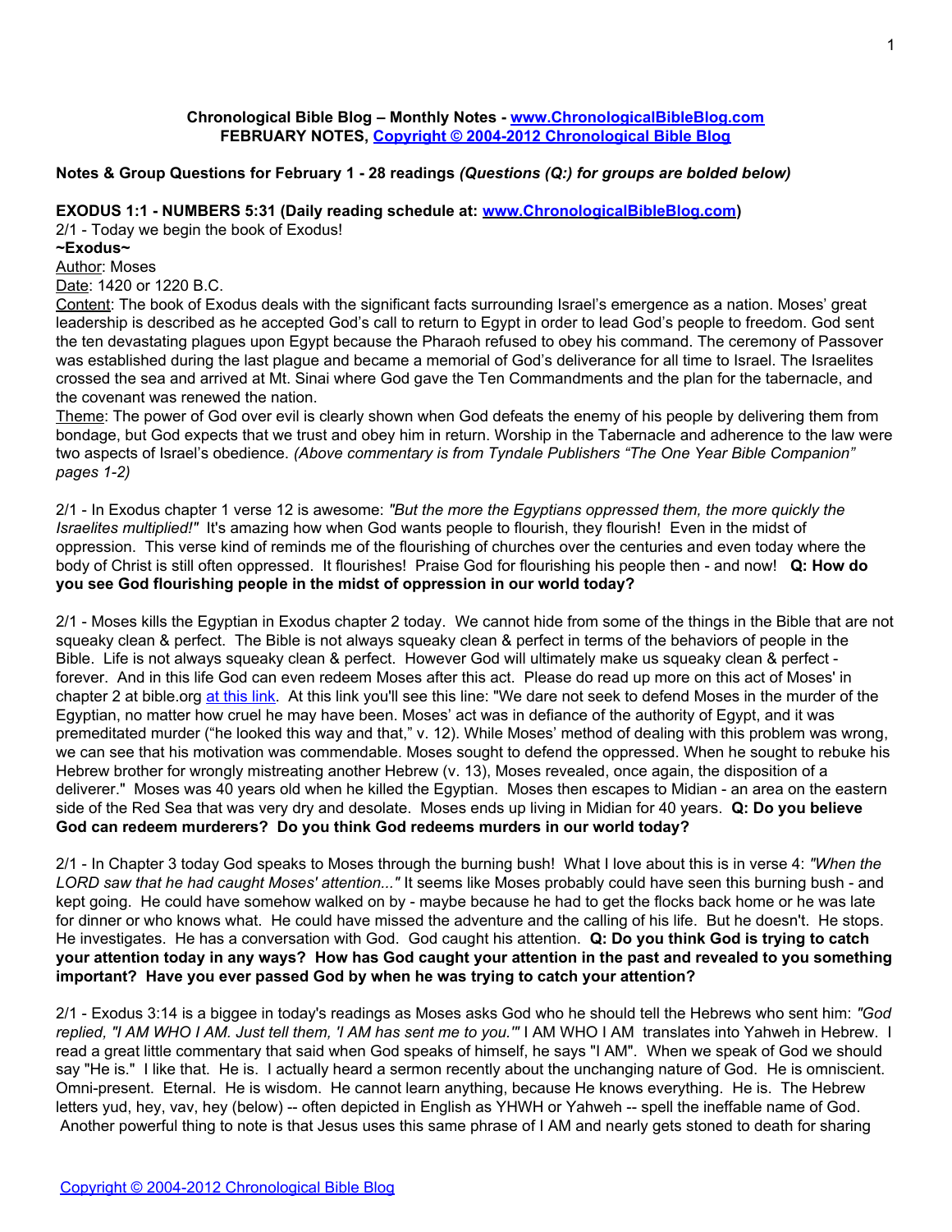**Chronological Bible Blog – Monthly Notes - [www.ChronologicalBibleBlog.com](http://www.ChronologicalBibleBlog.com)**
**FEBRUARY NOTES, [Copyright © 2004-2012 Chronological Bible Blog](http://www.ChronologicalBibleBlog.com)**

**Notes & Group Questions for February 1 - 28 readings** ***(Questions (Q:) for groups are bolded below)***

**EXODUS 1:1 - NUMBERS 5:31 (Daily reading schedule at: [www.ChronologicalBibleBlog.com](http://www.ChronologicalBibleBlog.com))**

2/1 - Today we begin the book of Exodus!

**~Exodus~**

Author: Moses

Date: 1420 or 1220 B.C.

Content: The book of Exodus deals with the significant facts surrounding Israel's emergence as a nation. Moses' great leadership is described as he accepted God's call to return to Egypt in order to lead God's people to freedom. God sent the ten devastating plagues upon Egypt because the Pharaoh refused to obey his command. The ceremony of Passover was established during the last plague and became a memorial of God's deliverance for all time to Israel. The Israelites crossed the sea and arrived at Mt. Sinai where God gave the Ten Commandments and the plan for the tabernacle, and the covenant was renewed the nation.

Theme: The power of God over evil is clearly shown when God defeats the enemy of his people by delivering them from bondage, but God expects that we trust and obey him in return. Worship in the Tabernacle and adherence to the law were two aspects of Israel's obedience. *(Above commentary is from Tyndale Publishers "The One Year Bible Companion" pages 1-2)*

2/1 - In Exodus chapter 1 verse 12 is awesome: *"But the more the Egyptians oppressed them, the more quickly the Israelites multiplied!"* It's amazing how when God wants people to flourish, they flourish! Even in the midst of oppression. This verse kind of reminds me of the flourishing of churches over the centuries and even today where the body of Christ is still often oppressed. It flourishes! Praise God for flourishing his people then - and now! **Q: How do you see God flourishing people in the midst of oppression in our world today?**

2/1 - Moses kills the Egyptian in Exodus chapter 2 today. We cannot hide from some of the things in the Bible that are not squeaky clean & perfect. The Bible is not always squeaky clean & perfect in terms of the behaviors of people in the Bible. Life is not always squeaky clean & perfect. However God will ultimately make us squeaky clean & perfect - forever. And in this life God can even redeem Moses after this act. Please do read up more on this act of Moses' in chapter 2 at bible.org at this link. At this link you'll see this line: "We dare not seek to defend Moses in the murder of the Egyptian, no matter how cruel he may have been. Moses' act was in defiance of the authority of Egypt, and it was premeditated murder ("he looked this way and that," v. 12). While Moses' method of dealing with this problem was wrong, we can see that his motivation was commendable. Moses sought to defend the oppressed. When he sought to rebuke his Hebrew brother for wrongly mistreating another Hebrew (v. 13), Moses revealed, once again, the disposition of a deliverer." Moses was 40 years old when he killed the Egyptian. Moses then escapes to Midian - an area on the eastern side of the Red Sea that was very dry and desolate. Moses ends up living in Midian for 40 years. **Q: Do you believe God can redeem murderers? Do you think God redeems murders in our world today?**

2/1 - In Chapter 3 today God speaks to Moses through the burning bush! What I love about this is in verse 4: *"When the LORD saw that he had caught Moses' attention..."* It seems like Moses probably could have seen this burning bush - and kept going. He could have somehow walked on by - maybe because he had to get the flocks back home or he was late for dinner or who knows what. He could have missed the adventure and the calling of his life. But he doesn't. He stops. He investigates. He has a conversation with God. God caught his attention. **Q: Do you think God is trying to catch your attention today in any ways? How has God caught your attention in the past and revealed to you something important? Have you ever passed God by when he was trying to catch your attention?**

2/1 - Exodus 3:14 is a biggee in today's readings as Moses asks God who he should tell the Hebrews who sent him: *"God replied, "I AM WHO I AM. Just tell them, 'I AM has sent me to you.'"* I AM WHO I AM translates into Yahweh in Hebrew. I read a great little commentary that said when God speaks of himself, he says "I AM". When we speak of God we should say "He is." I like that. He is. I actually heard a sermon recently about the unchanging nature of God. He is omniscient. Omni-present. Eternal. He is wisdom. He cannot learn anything, because He knows everything. He is. The Hebrew letters yud, hey, vav, hey (below) -- often depicted in English as YHWH or Yahweh -- spell the ineffable name of God. Another powerful thing to note is that Jesus uses this same phrase of I AM and nearly gets stoned to death for sharing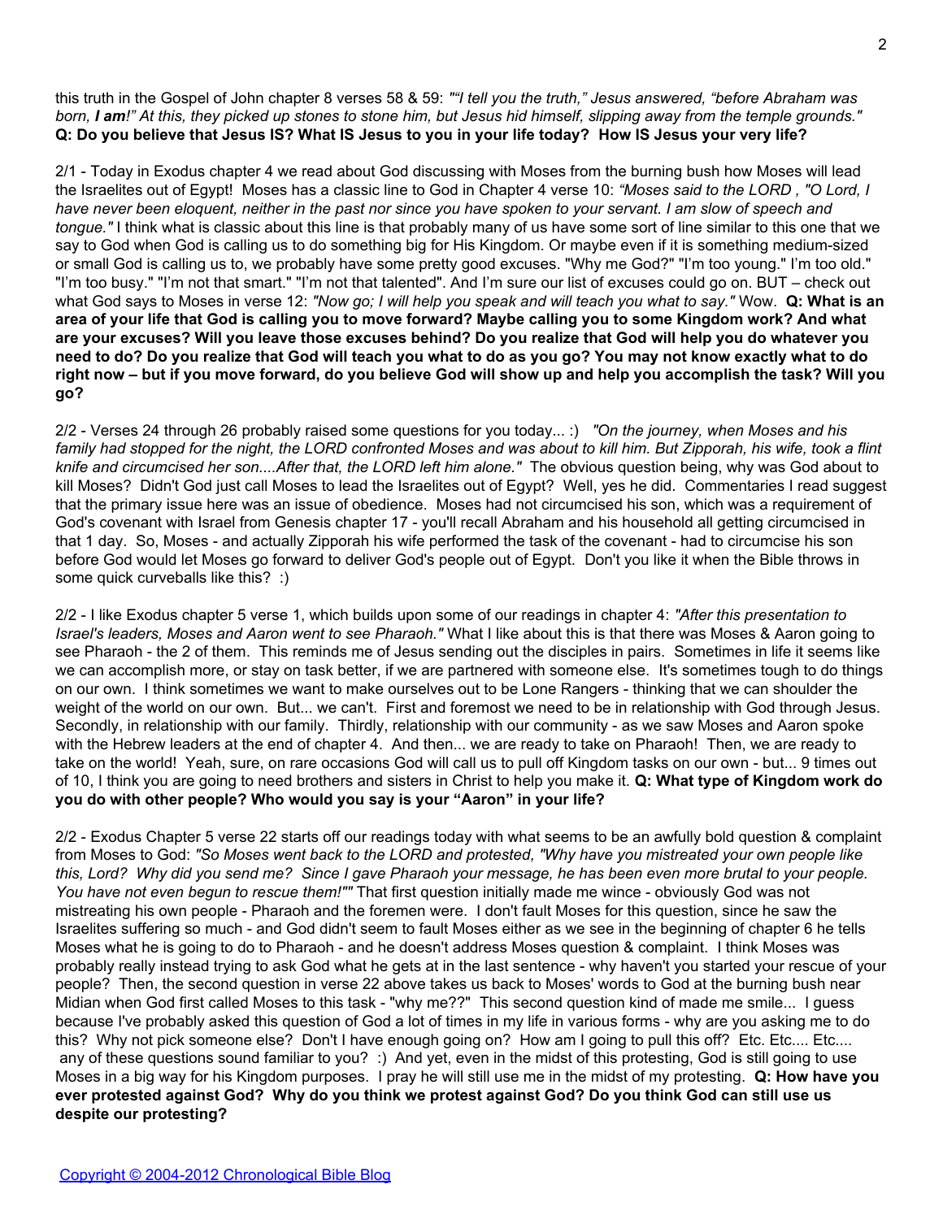this truth in the Gospel of John chapter 8 verses 58 & 59: *""I tell you the truth," Jesus answered, "before Abraham was born, **I am**!" At this, they picked up stones to stone him, but Jesus hid himself, slipping away from the temple grounds."* **Q: Do you believe that Jesus IS? What IS Jesus to you in your life today? How IS Jesus your very life?**

2/1 - Today in Exodus chapter 4 we read about God discussing with Moses from the burning bush how Moses will lead the Israelites out of Egypt! Moses has a classic line to God in Chapter 4 verse 10: *"Moses said to the LORD , "O Lord, I have never been eloquent, neither in the past nor since you have spoken to your servant. I am slow of speech and tongue."* I think what is classic about this line is that probably many of us have some sort of line similar to this one that we say to God when God is calling us to do something big for His Kingdom. Or maybe even if it is something medium-sized or small God is calling us to, we probably have some pretty good excuses. "Why me God?" "I'm too young." I'm too old." "I'm too busy." "I'm not that smart." "I'm not that talented". And I'm sure our list of excuses could go on. BUT – check out what God says to Moses in verse 12: *"Now go; I will help you speak and will teach you what to say."* Wow. **Q: What is an area of your life that God is calling you to move forward? Maybe calling you to some Kingdom work? And what are your excuses? Will you leave those excuses behind? Do you realize that God will help you do whatever you need to do? Do you realize that God will teach you what to do as you go? You may not know exactly what to do right now – but if you move forward, do you believe God will show up and help you accomplish the task? Will you go?**

2/2 - Verses 24 through 26 probably raised some questions for you today... :) *"On the journey, when Moses and his family had stopped for the night, the LORD confronted Moses and was about to kill him. But Zipporah, his wife, took a flint knife and circumcised her son....After that, the LORD left him alone."* The obvious question being, why was God about to kill Moses? Didn't God just call Moses to lead the Israelites out of Egypt? Well, yes he did. Commentaries I read suggest that the primary issue here was an issue of obedience. Moses had not circumcised his son, which was a requirement of God's covenant with Israel from Genesis chapter 17 - you'll recall Abraham and his household all getting circumcised in that 1 day. So, Moses - and actually Zipporah his wife performed the task of the covenant - had to circumcise his son before God would let Moses go forward to deliver God's people out of Egypt. Don't you like it when the Bible throws in some quick curveballs like this? :)

2/2 - I like Exodus chapter 5 verse 1, which builds upon some of our readings in chapter 4: *"After this presentation to Israel's leaders, Moses and Aaron went to see Pharaoh."* What I like about this is that there was Moses & Aaron going to see Pharaoh - the 2 of them. This reminds me of Jesus sending out the disciples in pairs. Sometimes in life it seems like we can accomplish more, or stay on task better, if we are partnered with someone else. It's sometimes tough to do things on our own. I think sometimes we want to make ourselves out to be Lone Rangers - thinking that we can shoulder the weight of the world on our own. But... we can't. First and foremost we need to be in relationship with God through Jesus. Secondly, in relationship with our family. Thirdly, relationship with our community - as we saw Moses and Aaron spoke with the Hebrew leaders at the end of chapter 4. And then... we are ready to take on Pharaoh! Then, we are ready to take on the world! Yeah, sure, on rare occasions God will call us to pull off Kingdom tasks on our own - but... 9 times out of 10, I think you are going to need brothers and sisters in Christ to help you make it. **Q: What type of Kingdom work do you do with other people? Who would you say is your "Aaron" in your life?**

2/2 - Exodus Chapter 5 verse 22 starts off our readings today with what seems to be an awfully bold question & complaint from Moses to God: *"So Moses went back to the LORD and protested, "Why have you mistreated your own people like this, Lord? Why did you send me? Since I gave Pharaoh your message, he has been even more brutal to your people. You have not even begun to rescue them!""* That first question initially made me wince - obviously God was not mistreating his own people - Pharaoh and the foremen were. I don't fault Moses for this question, since he saw the Israelites suffering so much - and God didn't seem to fault Moses either as we see in the beginning of chapter 6 he tells Moses what he is going to do to Pharaoh - and he doesn't address Moses question & complaint. I think Moses was probably really instead trying to ask God what he gets at in the last sentence - why haven't you started your rescue of your people? Then, the second question in verse 22 above takes us back to Moses' words to God at the burning bush near Midian when God first called Moses to this task - "why me??" This second question kind of made me smile... I guess because I've probably asked this question of God a lot of times in my life in various forms - why are you asking me to do this? Why not pick someone else? Don't I have enough going on? How am I going to pull this off? Etc. Etc.... Etc.... any of these questions sound familiar to you? :) And yet, even in the midst of this protesting, God is still going to use Moses in a big way for his Kingdom purposes. I pray he will still use me in the midst of my protesting. **Q: How have you ever protested against God? Why do you think we protest against God? Do you think God can still use us despite our protesting?**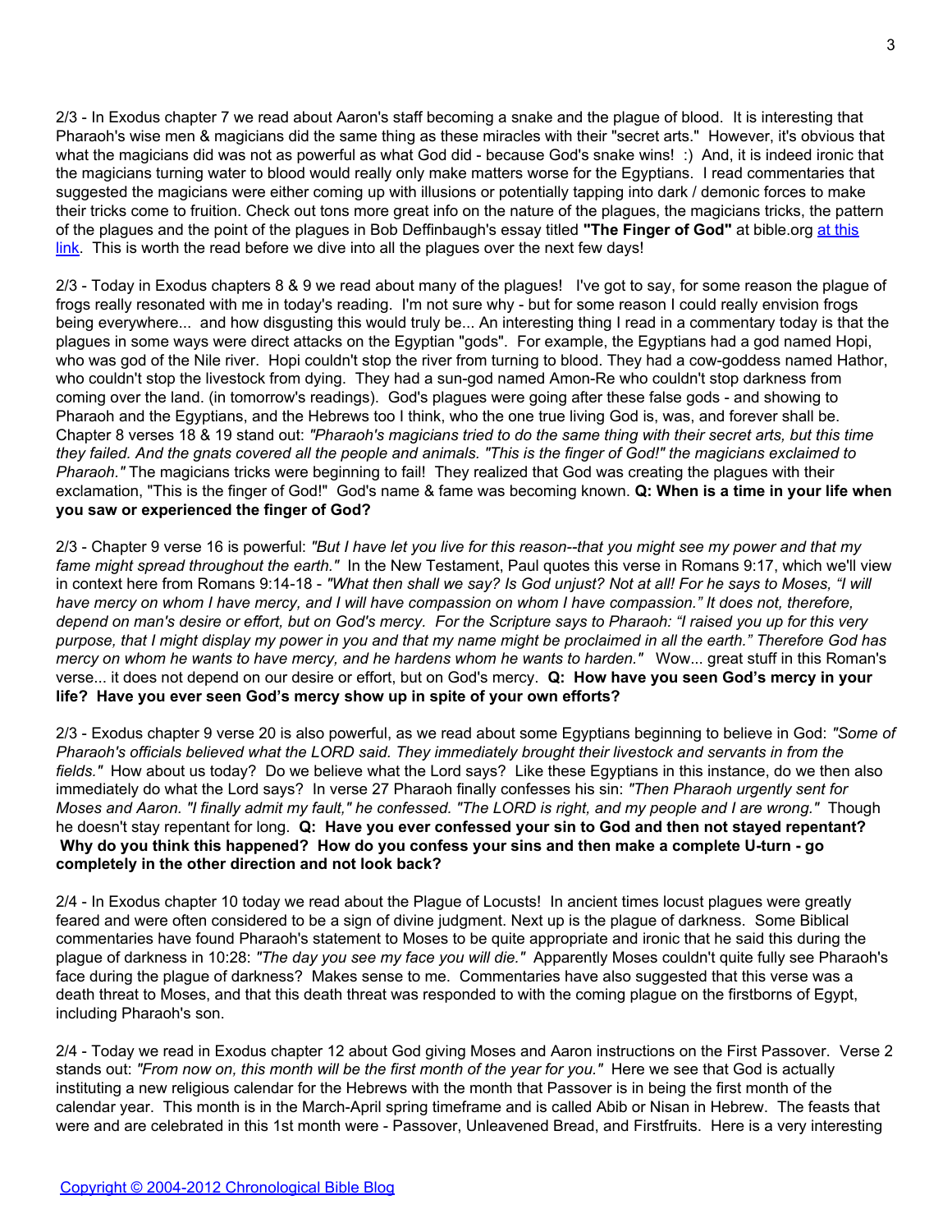2/3 - In Exodus chapter 7 we read about Aaron's staff becoming a snake and the plague of blood. It is interesting that Pharaoh's wise men & magicians did the same thing as these miracles with their "secret arts." However, it's obvious that what the magicians did was not as powerful as what God did - because God's snake wins! :) And, it is indeed ironic that the magicians turning water to blood would really only make matters worse for the Egyptians. I read commentaries that suggested the magicians were either coming up with illusions or potentially tapping into dark / demonic forces to make their tricks come to fruition. Check out tons more great info on the nature of the plagues, the magicians tricks, the pattern of the plagues and the point of the plagues in Bob Deffinbaugh's essay titled **"The Finger of God"** at bible.org at this link. This is worth the read before we dive into all the plagues over the next few days!

2/3 - Today in Exodus chapters 8 & 9 we read about many of the plagues! I've got to say, for some reason the plague of frogs really resonated with me in today's reading. I'm not sure why - but for some reason I could really envision frogs being everywhere... and how disgusting this would truly be... An interesting thing I read in a commentary today is that the plagues in some ways were direct attacks on the Egyptian "gods". For example, the Egyptians had a god named Hopi, who was god of the Nile river. Hopi couldn't stop the river from turning to blood. They had a cow-goddess named Hathor, who couldn't stop the livestock from dying. They had a sun-god named Amon-Re who couldn't stop darkness from coming over the land. (in tomorrow's readings). God's plagues were going after these false gods - and showing to Pharaoh and the Egyptians, and the Hebrews too I think, who the one true living God is, was, and forever shall be. Chapter 8 verses 18 & 19 stand out: *"Pharaoh's magicians tried to do the same thing with their secret arts, but this time they failed. And the gnats covered all the people and animals. "This is the finger of God!" the magicians exclaimed to Pharaoh."* The magicians tricks were beginning to fail! They realized that God was creating the plagues with their exclamation, "This is the finger of God!" God's name & fame was becoming known. **Q: When is a time in your life when you saw or experienced the finger of God?**

2/3 - Chapter 9 verse 16 is powerful: *"But I have let you live for this reason--that you might see my power and that my fame might spread throughout the earth."* In the New Testament, Paul quotes this verse in Romans 9:17, which we'll view in context here from Romans 9:14-18 - *"What then shall we say? Is God unjust? Not at all! For he says to Moses, "I will have mercy on whom I have mercy, and I will have compassion on whom I have compassion." It does not, therefore, depend on man's desire or effort, but on God's mercy. For the Scripture says to Pharaoh: "I raised you up for this very purpose, that I might display my power in you and that my name might be proclaimed in all the earth." Therefore God has mercy on whom he wants to have mercy, and he hardens whom he wants to harden."* Wow... great stuff in this Roman's verse... it does not depend on our desire or effort, but on God's mercy. **Q: How have you seen God's mercy in your life? Have you ever seen God's mercy show up in spite of your own efforts?**

2/3 - Exodus chapter 9 verse 20 is also powerful, as we read about some Egyptians beginning to believe in God: *"Some of Pharaoh's officials believed what the LORD said. They immediately brought their livestock and servants in from the fields."* How about us today? Do we believe what the Lord says? Like these Egyptians in this instance, do we then also immediately do what the Lord says? In verse 27 Pharaoh finally confesses his sin: *"Then Pharaoh urgently sent for Moses and Aaron. "I finally admit my fault," he confessed. "The LORD is right, and my people and I are wrong."* Though he doesn't stay repentant for long. **Q: Have you ever confessed your sin to God and then not stayed repentant? Why do you think this happened? How do you confess your sins and then make a complete U-turn - go completely in the other direction and not look back?**

2/4 - In Exodus chapter 10 today we read about the Plague of Locusts! In ancient times locust plagues were greatly feared and were often considered to be a sign of divine judgment. Next up is the plague of darkness. Some Biblical commentaries have found Pharaoh's statement to Moses to be quite appropriate and ironic that he said this during the plague of darkness in 10:28: *"The day you see my face you will die."* Apparently Moses couldn't quite fully see Pharaoh's face during the plague of darkness? Makes sense to me. Commentaries have also suggested that this verse was a death threat to Moses, and that this death threat was responded to with the coming plague on the firstborns of Egypt, including Pharaoh's son.

2/4 - Today we read in Exodus chapter 12 about God giving Moses and Aaron instructions on the First Passover. Verse 2 stands out: *"From now on, this month will be the first month of the year for you."* Here we see that God is actually instituting a new religious calendar for the Hebrews with the month that Passover is in being the first month of the calendar year. This month is in the March-April spring timeframe and is called Abib or Nisan in Hebrew. The feasts that were and are celebrated in this 1st month were - Passover, Unleavened Bread, and Firstfruits. Here is a very interesting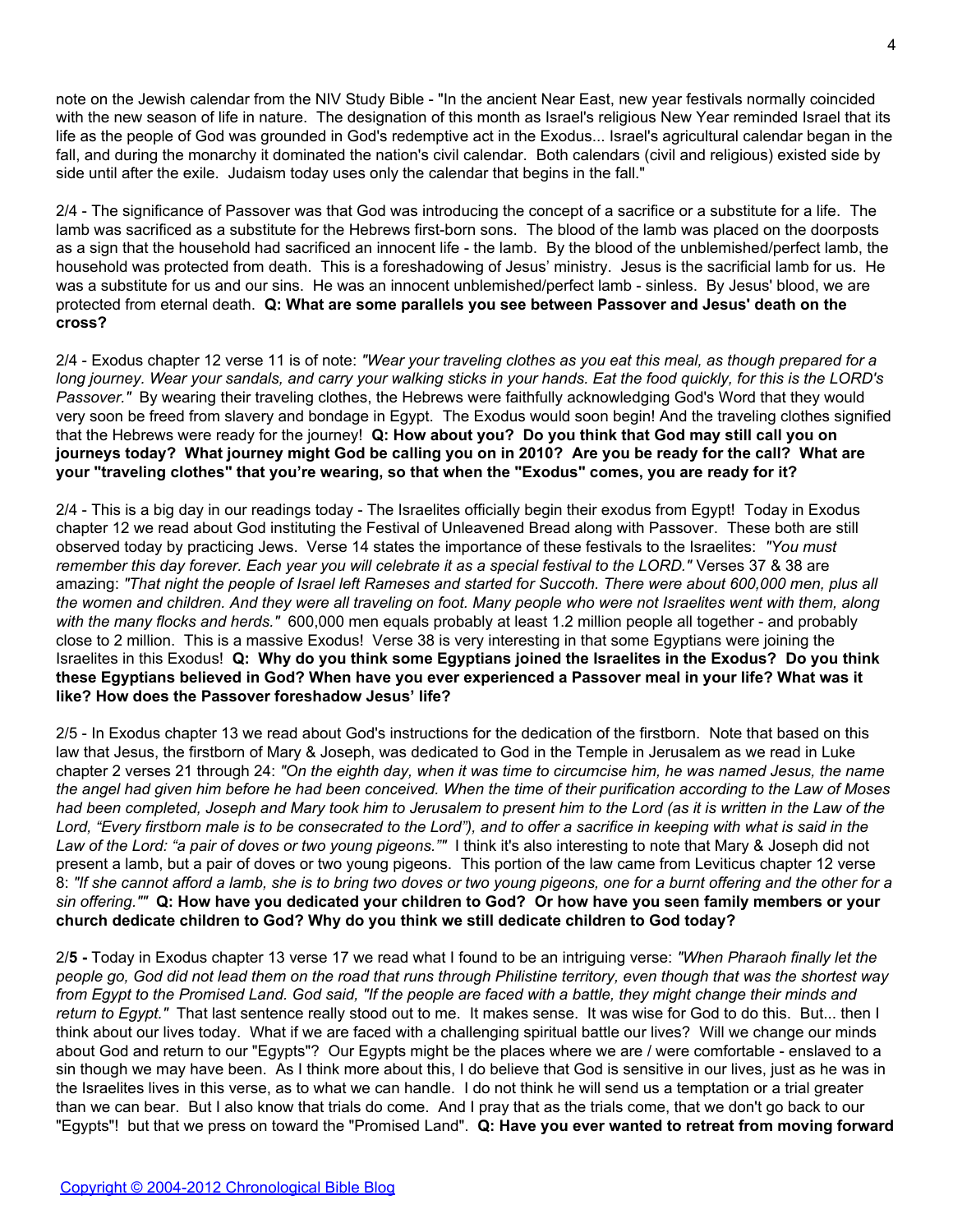note on the Jewish calendar from the NIV Study Bible - "In the ancient Near East, new year festivals normally coincided with the new season of life in nature. The designation of this month as Israel's religious New Year reminded Israel that its life as the people of God was grounded in God's redemptive act in the Exodus... Israel's agricultural calendar began in the fall, and during the monarchy it dominated the nation's civil calendar. Both calendars (civil and religious) existed side by side until after the exile. Judaism today uses only the calendar that begins in the fall."

2/4 - The significance of Passover was that God was introducing the concept of a sacrifice or a substitute for a life. The lamb was sacrificed as a substitute for the Hebrews first-born sons. The blood of the lamb was placed on the doorposts as a sign that the household had sacrificed an innocent life - the lamb. By the blood of the unblemished/perfect lamb, the household was protected from death. This is a foreshadowing of Jesus' ministry. Jesus is the sacrificial lamb for us. He was a substitute for us and our sins. He was an innocent unblemished/perfect lamb - sinless. By Jesus' blood, we are protected from eternal death. **Q: What are some parallels you see between Passover and Jesus' death on the cross?**

2/4 - Exodus chapter 12 verse 11 is of note: *"Wear your traveling clothes as you eat this meal, as though prepared for a long journey. Wear your sandals, and carry your walking sticks in your hands. Eat the food quickly, for this is the LORD's Passover."* By wearing their traveling clothes, the Hebrews were faithfully acknowledging God's Word that they would very soon be freed from slavery and bondage in Egypt. The Exodus would soon begin! And the traveling clothes signified that the Hebrews were ready for the journey! **Q: How about you? Do you think that God may still call you on journeys today? What journey might God be calling you on in 2010? Are you be ready for the call? What are your "traveling clothes" that you're wearing, so that when the "Exodus" comes, you are ready for it?**

2/4 - This is a big day in our readings today - The Israelites officially begin their exodus from Egypt! Today in Exodus chapter 12 we read about God instituting the Festival of Unleavened Bread along with Passover. These both are still observed today by practicing Jews. Verse 14 states the importance of these festivals to the Israelites: *"You must remember this day forever. Each year you will celebrate it as a special festival to the LORD."* Verses 37 & 38 are amazing: *"That night the people of Israel left Rameses and started for Succoth. There were about 600,000 men, plus all the women and children. And they were all traveling on foot. Many people who were not Israelites went with them, along with the many flocks and herds."* 600,000 men equals probably at least 1.2 million people all together - and probably close to 2 million. This is a massive Exodus! Verse 38 is very interesting in that some Egyptians were joining the Israelites in this Exodus! **Q: Why do you think some Egyptians joined the Israelites in the Exodus? Do you think these Egyptians believed in God? When have you ever experienced a Passover meal in your life? What was it like? How does the Passover foreshadow Jesus' life?**

2/5 - In Exodus chapter 13 we read about God's instructions for the dedication of the firstborn. Note that based on this law that Jesus, the firstborn of Mary & Joseph, was dedicated to God in the Temple in Jerusalem as we read in Luke chapter 2 verses 21 through 24: *"On the eighth day, when it was time to circumcise him, he was named Jesus, the name the angel had given him before he had been conceived. When the time of their purification according to the Law of Moses had been completed, Joseph and Mary took him to Jerusalem to present him to the Lord (as it is written in the Law of the Lord, "Every firstborn male is to be consecrated to the Lord"), and to offer a sacrifice in keeping with what is said in the Law of the Lord: "a pair of doves or two young pigeons.""* I think it's also interesting to note that Mary & Joseph did not present a lamb, but a pair of doves or two young pigeons. This portion of the law came from Leviticus chapter 12 verse 8: *"If she cannot afford a lamb, she is to bring two doves or two young pigeons, one for a burnt offering and the other for a sin offering.""* **Q: How have you dedicated your children to God? Or how have you seen family members or your church dedicate children to God? Why do you think we still dedicate children to God today?**

2/**5 -** Today in Exodus chapter 13 verse 17 we read what I found to be an intriguing verse: *"When Pharaoh finally let the people go, God did not lead them on the road that runs through Philistine territory, even though that was the shortest way from Egypt to the Promised Land. God said, "If the people are faced with a battle, they might change their minds and return to Egypt."* That last sentence really stood out to me. It makes sense. It was wise for God to do this. But... then I think about our lives today. What if we are faced with a challenging spiritual battle our lives? Will we change our minds about God and return to our "Egypts"? Our Egypts might be the places where we are / were comfortable - enslaved to a sin though we may have been. As I think more about this, I do believe that God is sensitive in our lives, just as he was in the Israelites lives in this verse, as to what we can handle. I do not think he will send us a temptation or a trial greater than we can bear. But I also know that trials do come. And I pray that as the trials come, that we don't go back to our "Egypts"! but that we press on toward the "Promised Land". **Q: Have you ever wanted to retreat from moving forward**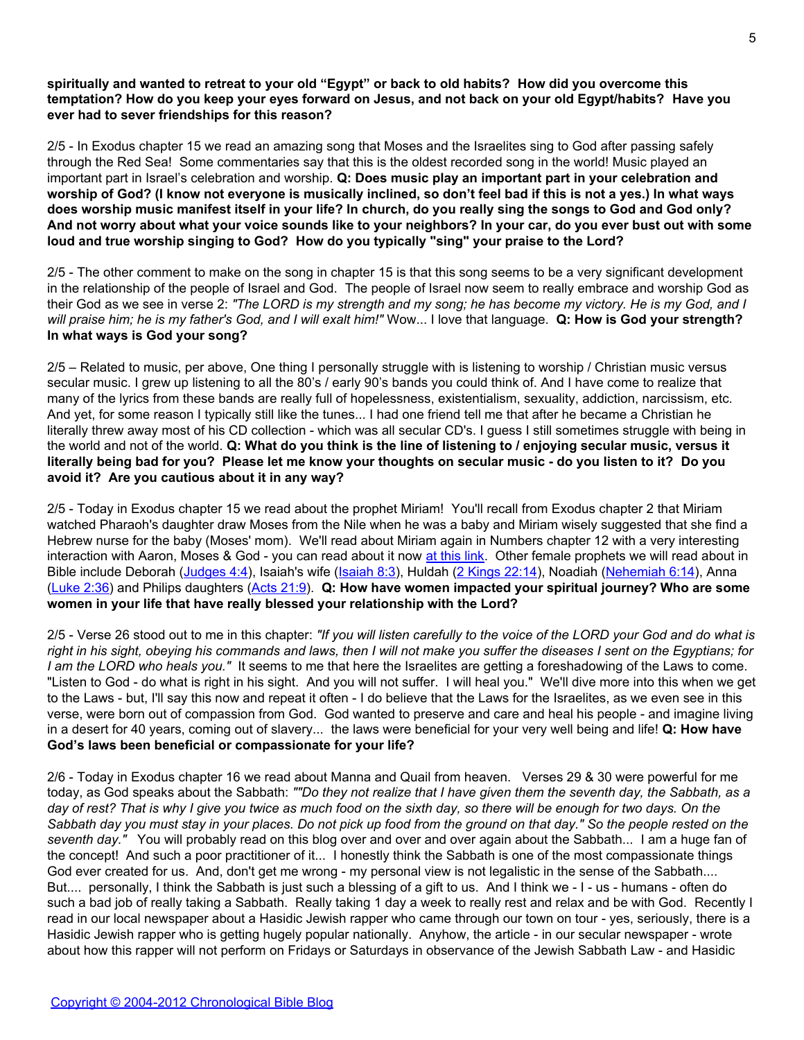**spiritually and wanted to retreat to your old "Egypt" or back to old habits? How did you overcome this temptation? How do you keep your eyes forward on Jesus, and not back on your old Egypt/habits? Have you ever had to sever friendships for this reason?**

2/5 - In Exodus chapter 15 we read an amazing song that Moses and the Israelites sing to God after passing safely through the Red Sea! Some commentaries say that this is the oldest recorded song in the world! Music played an important part in Israel's celebration and worship. **Q: Does music play an important part in your celebration and worship of God? (I know not everyone is musically inclined, so don't feel bad if this is not a yes.) In what ways does worship music manifest itself in your life? In church, do you really sing the songs to God and God only? And not worry about what your voice sounds like to your neighbors? In your car, do you ever bust out with some loud and true worship singing to God? How do you typically "sing" your praise to the Lord?**

2/5 - The other comment to make on the song in chapter 15 is that this song seems to be a very significant development in the relationship of the people of Israel and God. The people of Israel now seem to really embrace and worship God as their God as we see in verse 2: *"The LORD is my strength and my song; he has become my victory. He is my God, and I will praise him; he is my father's God, and I will exalt him!"* Wow... I love that language. **Q: How is God your strength? In what ways is God your song?**

2/5 – Related to music, per above, One thing I personally struggle with is listening to worship / Christian music versus secular music. I grew up listening to all the 80's / early 90's bands you could think of. And I have come to realize that many of the lyrics from these bands are really full of hopelessness, existentialism, sexuality, addiction, narcissism, etc. And yet, for some reason I typically still like the tunes... I had one friend tell me that after he became a Christian he literally threw away most of his CD collection - which was all secular CD's. I guess I still sometimes struggle with being in the world and not of the world. **Q: What do you think is the line of listening to / enjoying secular music, versus it literally being bad for you? Please let me know your thoughts on secular music - do you listen to it? Do you avoid it? Are you cautious about it in any way?**

2/5 - Today in Exodus chapter 15 we read about the prophet Miriam! You'll recall from Exodus chapter 2 that Miriam watched Pharaoh's daughter draw Moses from the Nile when he was a baby and Miriam wisely suggested that she find a Hebrew nurse for the baby (Moses' mom). We'll read about Miriam again in Numbers chapter 12 with a very interesting interaction with Aaron, Moses & God - you can read about it now at this link. Other female prophets we will read about in Bible include Deborah (Judges 4:4), Isaiah's wife (Isaiah 8:3), Huldah (2 Kings 22:14), Noadiah (Nehemiah 6:14), Anna (Luke 2:36) and Philips daughters (Acts 21:9). **Q: How have women impacted your spiritual journey? Who are some women in your life that have really blessed your relationship with the Lord?**

2/5 - Verse 26 stood out to me in this chapter: *"If you will listen carefully to the voice of the LORD your God and do what is right in his sight, obeying his commands and laws, then I will not make you suffer the diseases I sent on the Egyptians; for I am the LORD who heals you."* It seems to me that here the Israelites are getting a foreshadowing of the Laws to come. "Listen to God - do what is right in his sight. And you will not suffer. I will heal you." We'll dive more into this when we get to the Laws - but, I'll say this now and repeat it often - I do believe that the Laws for the Israelites, as we even see in this verse, were born out of compassion from God. God wanted to preserve and care and heal his people - and imagine living in a desert for 40 years, coming out of slavery... the laws were beneficial for your very well being and life! **Q: How have God's laws been beneficial or compassionate for your life?**

2/6 - Today in Exodus chapter 16 we read about Manna and Quail from heaven. Verses 29 & 30 were powerful for me today, as God speaks about the Sabbath: *""Do they not realize that I have given them the seventh day, the Sabbath, as a day of rest? That is why I give you twice as much food on the sixth day, so there will be enough for two days. On the Sabbath day you must stay in your places. Do not pick up food from the ground on that day." So the people rested on the seventh day."* You will probably read on this blog over and over and over again about the Sabbath... I am a huge fan of the concept! And such a poor practitioner of it... I honestly think the Sabbath is one of the most compassionate things God ever created for us. And, don't get me wrong - my personal view is not legalistic in the sense of the Sabbath.... But.... personally, I think the Sabbath is just such a blessing of a gift to us. And I think we - I - us - humans - often do such a bad job of really taking a Sabbath. Really taking 1 day a week to really rest and relax and be with God. Recently I read in our local newspaper about a Hasidic Jewish rapper who came through our town on tour - yes, seriously, there is a Hasidic Jewish rapper who is getting hugely popular nationally. Anyhow, the article - in our secular newspaper - wrote about how this rapper will not perform on Fridays or Saturdays in observance of the Jewish Sabbath Law - and Hasidic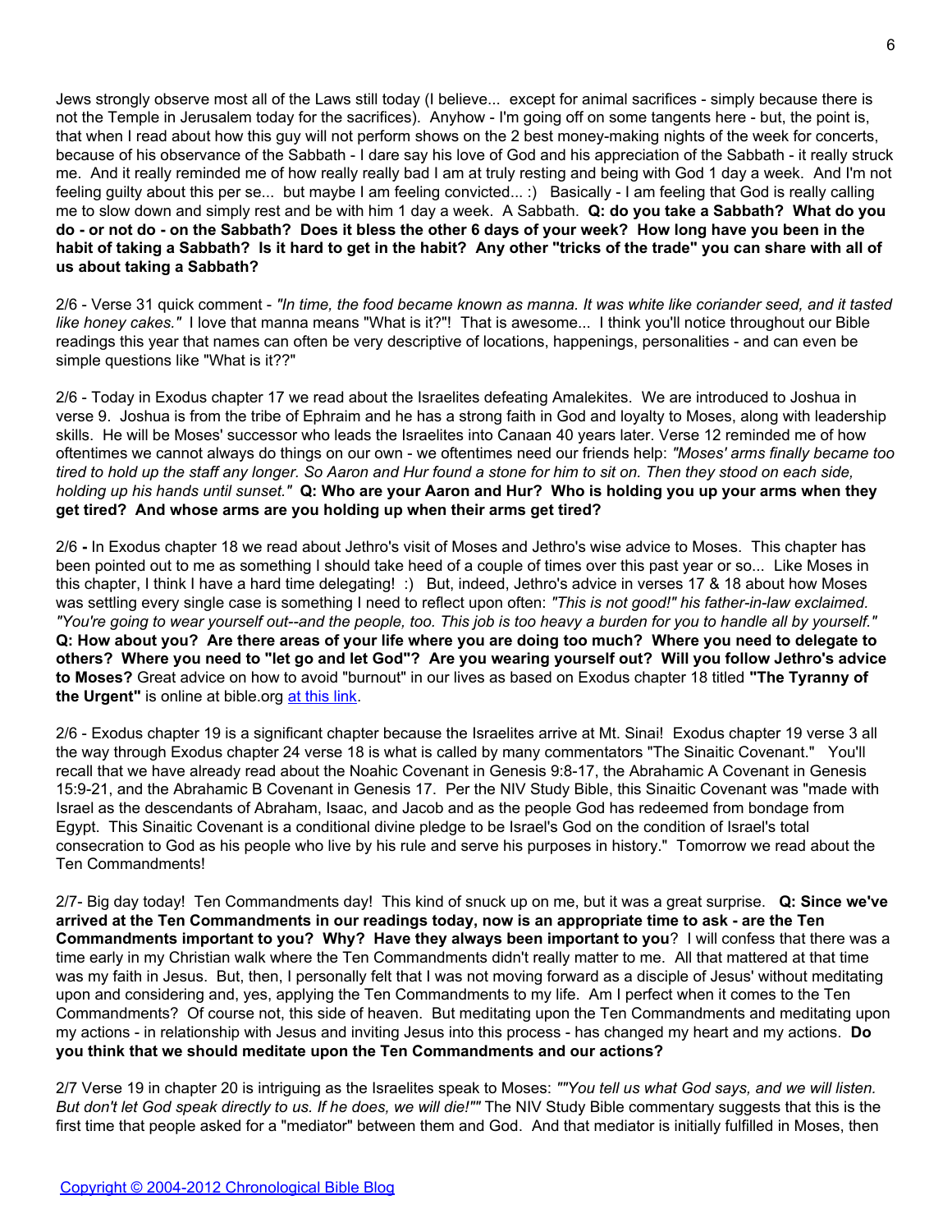Jews strongly observe most all of the Laws still today (I believe... except for animal sacrifices - simply because there is not the Temple in Jerusalem today for the sacrifices). Anyhow - I'm going off on some tangents here - but, the point is, that when I read about how this guy will not perform shows on the 2 best money-making nights of the week for concerts, because of his observance of the Sabbath - I dare say his love of God and his appreciation of the Sabbath - it really struck me. And it really reminded me of how really really bad I am at truly resting and being with God 1 day a week. And I'm not feeling guilty about this per se... but maybe I am feeling convicted... :) Basically - I am feeling that God is really calling me to slow down and simply rest and be with him 1 day a week. A Sabbath. **Q: do you take a Sabbath? What do you do - or not do - on the Sabbath? Does it bless the other 6 days of your week? How long have you been in the habit of taking a Sabbath? Is it hard to get in the habit? Any other "tricks of the trade" you can share with all of us about taking a Sabbath?**

2/6 - Verse 31 quick comment - *"In time, the food became known as manna. It was white like coriander seed, and it tasted like honey cakes."* I love that manna means "What is it?"! That is awesome... I think you'll notice throughout our Bible readings this year that names can often be very descriptive of locations, happenings, personalities - and can even be simple questions like "What is it??"

2/6 - Today in Exodus chapter 17 we read about the Israelites defeating Amalekites. We are introduced to Joshua in verse 9. Joshua is from the tribe of Ephraim and he has a strong faith in God and loyalty to Moses, along with leadership skills. He will be Moses' successor who leads the Israelites into Canaan 40 years later. Verse 12 reminded me of how oftentimes we cannot always do things on our own - we oftentimes need our friends help: *"Moses' arms finally became too tired to hold up the staff any longer. So Aaron and Hur found a stone for him to sit on. Then they stood on each side, holding up his hands until sunset."* **Q: Who are your Aaron and Hur? Who is holding you up your arms when they get tired? And whose arms are you holding up when their arms get tired?**

2/6 **-** In Exodus chapter 18 we read about Jethro's visit of Moses and Jethro's wise advice to Moses. This chapter has been pointed out to me as something I should take heed of a couple of times over this past year or so... Like Moses in this chapter, I think I have a hard time delegating! :) But, indeed, Jethro's advice in verses 17 & 18 about how Moses was settling every single case is something I need to reflect upon often: *"This is not good!" his father-in-law exclaimed. "You're going to wear yourself out--and the people, too. This job is too heavy a burden for you to handle all by yourself."* **Q: How about you? Are there areas of your life where you are doing too much? Where you need to delegate to others? Where you need to "let go and let God"? Are you wearing yourself out? Will you follow Jethro's advice to Moses?** Great advice on how to avoid "burnout" in our lives as based on Exodus chapter 18 titled **"The Tyranny of the Urgent"** is online at bible.org at this link.

2/6 - Exodus chapter 19 is a significant chapter because the Israelites arrive at Mt. Sinai! Exodus chapter 19 verse 3 all the way through Exodus chapter 24 verse 18 is what is called by many commentators "The Sinaitic Covenant." You'll recall that we have already read about the Noahic Covenant in Genesis 9:8-17, the Abrahamic A Covenant in Genesis 15:9-21, and the Abrahamic B Covenant in Genesis 17. Per the NIV Study Bible, this Sinaitic Covenant was "made with Israel as the descendants of Abraham, Isaac, and Jacob and as the people God has redeemed from bondage from Egypt. This Sinaitic Covenant is a conditional divine pledge to be Israel's God on the condition of Israel's total consecration to God as his people who live by his rule and serve his purposes in history." Tomorrow we read about the Ten Commandments!

2/7- Big day today! Ten Commandments day! This kind of snuck up on me, but it was a great surprise. **Q: Since we've arrived at the Ten Commandments in our readings today, now is an appropriate time to ask - are the Ten Commandments important to you? Why? Have they always been important to you**? I will confess that there was a time early in my Christian walk where the Ten Commandments didn't really matter to me. All that mattered at that time was my faith in Jesus. But, then, I personally felt that I was not moving forward as a disciple of Jesus' without meditating upon and considering and, yes, applying the Ten Commandments to my life. Am I perfect when it comes to the Ten Commandments? Of course not, this side of heaven. But meditating upon the Ten Commandments and meditating upon my actions - in relationship with Jesus and inviting Jesus into this process - has changed my heart and my actions. **Do you think that we should meditate upon the Ten Commandments and our actions?**

2/7 Verse 19 in chapter 20 is intriguing as the Israelites speak to Moses: *""You tell us what God says, and we will listen. But don't let God speak directly to us. If he does, we will die!""* The NIV Study Bible commentary suggests that this is the first time that people asked for a "mediator" between them and God. And that mediator is initially fulfilled in Moses, then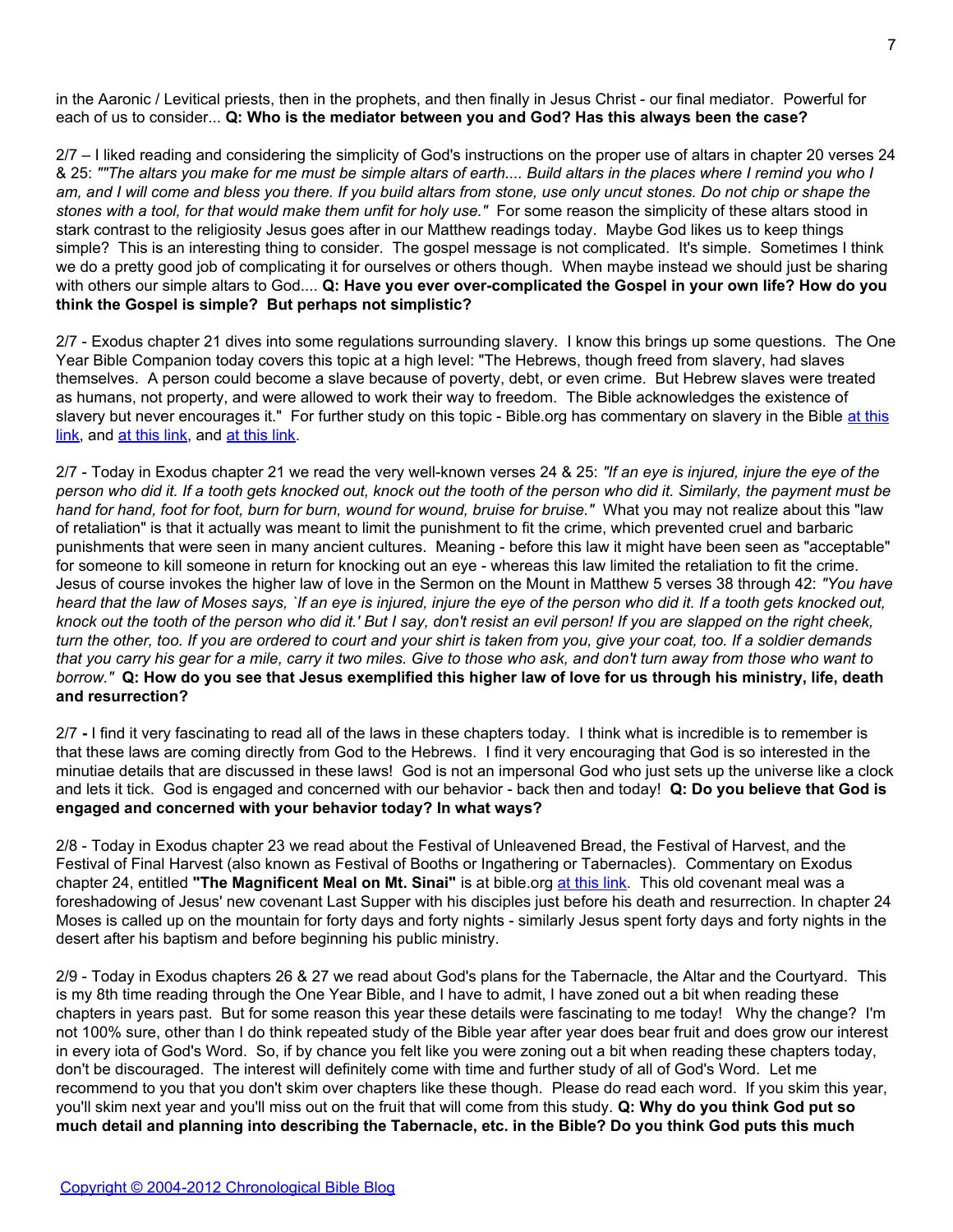in the Aaronic / Levitical priests, then in the prophets, and then finally in Jesus Christ - our final mediator. Powerful for each of us to consider... **Q: Who is the mediator between you and God? Has this always been the case?**

2/7 – I liked reading and considering the simplicity of God's instructions on the proper use of altars in chapter 20 verses 24 & 25: *""The altars you make for me must be simple altars of earth.... Build altars in the places where I remind you who I am, and I will come and bless you there. If you build altars from stone, use only uncut stones. Do not chip or shape the stones with a tool, for that would make them unfit for holy use."* For some reason the simplicity of these altars stood in stark contrast to the religiosity Jesus goes after in our Matthew readings today. Maybe God likes us to keep things simple? This is an interesting thing to consider. The gospel message is not complicated. It's simple. Sometimes I think we do a pretty good job of complicating it for ourselves or others though. When maybe instead we should just be sharing with others our simple altars to God.... **Q: Have you ever over-complicated the Gospel in your own life? How do you think the Gospel is simple? But perhaps not simplistic?**

2/7 - Exodus chapter 21 dives into some regulations surrounding slavery. I know this brings up some questions. The One Year Bible Companion today covers this topic at a high level: "The Hebrews, though freed from slavery, had slaves themselves. A person could become a slave because of poverty, debt, or even crime. But Hebrew slaves were treated as humans, not property, and were allowed to work their way to freedom. The Bible acknowledges the existence of slavery but never encourages it." For further study on this topic - Bible.org has commentary on slavery in the Bible at this link, and at this link, and at this link.

2/7 - Today in Exodus chapter 21 we read the very well-known verses 24 & 25: *"If an eye is injured, injure the eye of the person who did it. If a tooth gets knocked out, knock out the tooth of the person who did it. Similarly, the payment must be hand for hand, foot for foot, burn for burn, wound for wound, bruise for bruise."* What you may not realize about this "law of retaliation" is that it actually was meant to limit the punishment to fit the crime, which prevented cruel and barbaric punishments that were seen in many ancient cultures. Meaning - before this law it might have been seen as "acceptable" for someone to kill someone in return for knocking out an eye - whereas this law limited the retaliation to fit the crime. Jesus of course invokes the higher law of love in the Sermon on the Mount in Matthew 5 verses 38 through 42: *"You have heard that the law of Moses says, `If an eye is injured, injure the eye of the person who did it. If a tooth gets knocked out, knock out the tooth of the person who did it.' But I say, don't resist an evil person! If you are slapped on the right cheek, turn the other, too. If you are ordered to court and your shirt is taken from you, give your coat, too. If a soldier demands that you carry his gear for a mile, carry it two miles. Give to those who ask, and don't turn away from those who want to borrow."* **Q: How do you see that Jesus exemplified this higher law of love for us through his ministry, life, death and resurrection?**

2/7 **-** I find it very fascinating to read all of the laws in these chapters today. I think what is incredible is to remember is that these laws are coming directly from God to the Hebrews. I find it very encouraging that God is so interested in the minutiae details that are discussed in these laws! God is not an impersonal God who just sets up the universe like a clock and lets it tick. God is engaged and concerned with our behavior - back then and today! **Q: Do you believe that God is engaged and concerned with your behavior today? In what ways?**

2/8 - Today in Exodus chapter 23 we read about the Festival of Unleavened Bread, the Festival of Harvest, and the Festival of Final Harvest (also known as Festival of Booths or Ingathering or Tabernacles). Commentary on Exodus chapter 24, entitled **"The Magnificent Meal on Mt. Sinai"** is at bible.org at this link. This old covenant meal was a foreshadowing of Jesus' new covenant Last Supper with his disciples just before his death and resurrection. In chapter 24 Moses is called up on the mountain for forty days and forty nights - similarly Jesus spent forty days and forty nights in the desert after his baptism and before beginning his public ministry.

2/9 - Today in Exodus chapters 26 & 27 we read about God's plans for the Tabernacle, the Altar and the Courtyard. This is my 8th time reading through the One Year Bible, and I have to admit, I have zoned out a bit when reading these chapters in years past. But for some reason this year these details were fascinating to me today! Why the change? I'm not 100% sure, other than I do think repeated study of the Bible year after year does bear fruit and does grow our interest in every iota of God's Word. So, if by chance you felt like you were zoning out a bit when reading these chapters today, don't be discouraged. The interest will definitely come with time and further study of all of God's Word. Let me recommend to you that you don't skim over chapters like these though. Please do read each word. If you skim this year, you'll skim next year and you'll miss out on the fruit that will come from this study. **Q: Why do you think God put so much detail and planning into describing the Tabernacle, etc. in the Bible? Do you think God puts this much**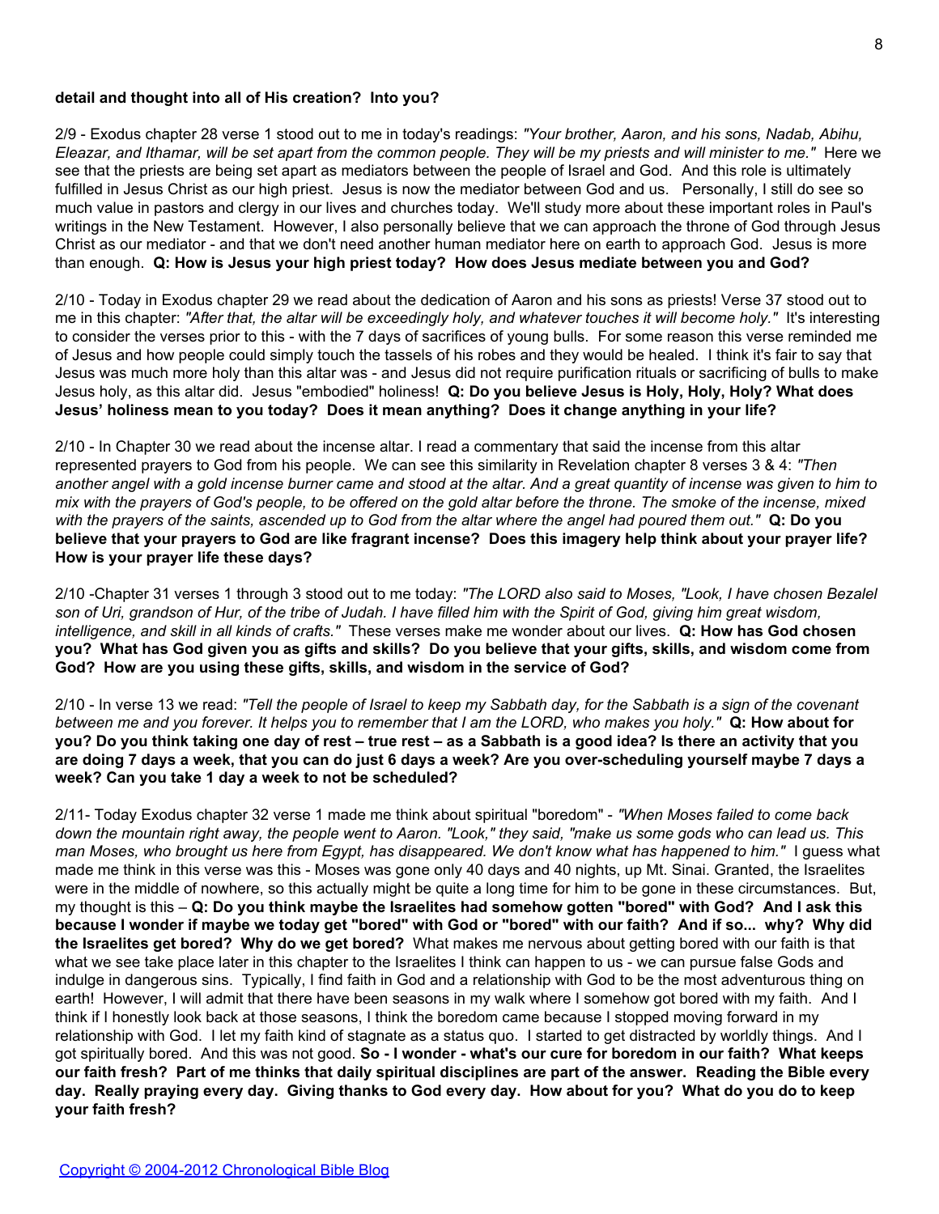**detail and thought into all of His creation? Into you?**

2/9 - Exodus chapter 28 verse 1 stood out to me in today's readings: *"Your brother, Aaron, and his sons, Nadab, Abihu, Eleazar, and Ithamar, will be set apart from the common people. They will be my priests and will minister to me."* Here we see that the priests are being set apart as mediators between the people of Israel and God. And this role is ultimately fulfilled in Jesus Christ as our high priest. Jesus is now the mediator between God and us. Personally, I still do see so much value in pastors and clergy in our lives and churches today. We'll study more about these important roles in Paul's writings in the New Testament. However, I also personally believe that we can approach the throne of God through Jesus Christ as our mediator - and that we don't need another human mediator here on earth to approach God. Jesus is more than enough. **Q: How is Jesus your high priest today? How does Jesus mediate between you and God?**

2/10 - Today in Exodus chapter 29 we read about the dedication of Aaron and his sons as priests! Verse 37 stood out to me in this chapter: *"After that, the altar will be exceedingly holy, and whatever touches it will become holy."* It's interesting to consider the verses prior to this - with the 7 days of sacrifices of young bulls. For some reason this verse reminded me of Jesus and how people could simply touch the tassels of his robes and they would be healed. I think it's fair to say that Jesus was much more holy than this altar was - and Jesus did not require purification rituals or sacrificing of bulls to make Jesus holy, as this altar did. Jesus "embodied" holiness! **Q: Do you believe Jesus is Holy, Holy, Holy? What does Jesus' holiness mean to you today? Does it mean anything? Does it change anything in your life?**

2/10 - In Chapter 30 we read about the incense altar. I read a commentary that said the incense from this altar represented prayers to God from his people. We can see this similarity in Revelation chapter 8 verses 3 & 4: *"Then another angel with a gold incense burner came and stood at the altar. And a great quantity of incense was given to him to mix with the prayers of God's people, to be offered on the gold altar before the throne. The smoke of the incense, mixed with the prayers of the saints, ascended up to God from the altar where the angel had poured them out."* **Q: Do you believe that your prayers to God are like fragrant incense? Does this imagery help think about your prayer life? How is your prayer life these days?**

2/10 -Chapter 31 verses 1 through 3 stood out to me today: *"The LORD also said to Moses, "Look, I have chosen Bezalel son of Uri, grandson of Hur, of the tribe of Judah. I have filled him with the Spirit of God, giving him great wisdom, intelligence, and skill in all kinds of crafts."* These verses make me wonder about our lives. **Q: How has God chosen you? What has God given you as gifts and skills? Do you believe that your gifts, skills, and wisdom come from God? How are you using these gifts, skills, and wisdom in the service of God?**

2/10 - In verse 13 we read: *"Tell the people of Israel to keep my Sabbath day, for the Sabbath is a sign of the covenant between me and you forever. It helps you to remember that I am the LORD, who makes you holy."* **Q: How about for you? Do you think taking one day of rest – true rest – as a Sabbath is a good idea? Is there an activity that you are doing 7 days a week, that you can do just 6 days a week? Are you over-scheduling yourself maybe 7 days a week? Can you take 1 day a week to not be scheduled?**

2/11- Today Exodus chapter 32 verse 1 made me think about spiritual "boredom" - *"When Moses failed to come back down the mountain right away, the people went to Aaron. "Look," they said, "make us some gods who can lead us. This man Moses, who brought us here from Egypt, has disappeared. We don't know what has happened to him."* I guess what made me think in this verse was this - Moses was gone only 40 days and 40 nights, up Mt. Sinai. Granted, the Israelites were in the middle of nowhere, so this actually might be quite a long time for him to be gone in these circumstances. But, my thought is this – **Q: Do you think maybe the Israelites had somehow gotten "bored" with God? And I ask this because I wonder if maybe we today get "bored" with God or "bored" with our faith? And if so... why? Why did the Israelites get bored? Why do we get bored?** What makes me nervous about getting bored with our faith is that what we see take place later in this chapter to the Israelites I think can happen to us - we can pursue false Gods and indulge in dangerous sins. Typically, I find faith in God and a relationship with God to be the most adventurous thing on earth! However, I will admit that there have been seasons in my walk where I somehow got bored with my faith. And I think if I honestly look back at those seasons, I think the boredom came because I stopped moving forward in my relationship with God. I let my faith kind of stagnate as a status quo. I started to get distracted by worldly things. And I got spiritually bored. And this was not good. **So - I wonder - what's our cure for boredom in our faith? What keeps our faith fresh? Part of me thinks that daily spiritual disciplines are part of the answer. Reading the Bible every day. Really praying every day. Giving thanks to God every day. How about for you? What do you do to keep your faith fresh?**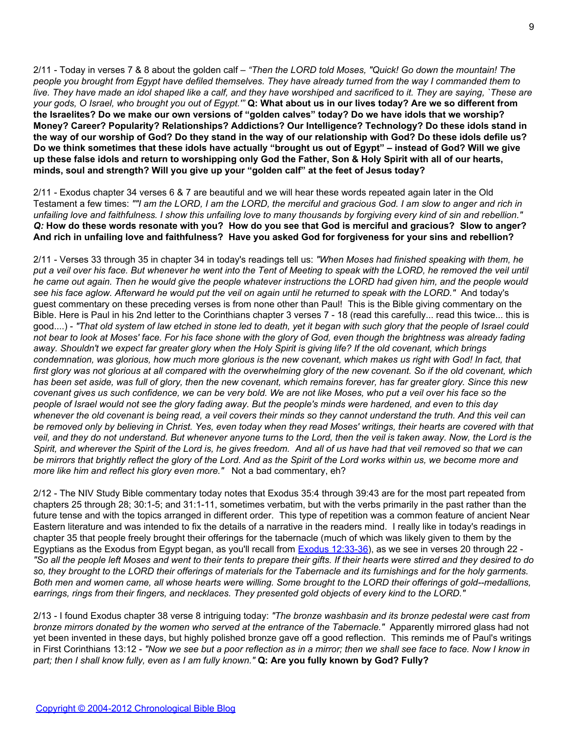2/11 - Today in verses 7 & 8 about the golden calf – *"Then the LORD told Moses, "Quick! Go down the mountain! The people you brought from Egypt have defiled themselves. They have already turned from the way I commanded them to live. They have made an idol shaped like a calf, and they have worshiped and sacrificed to it. They are saying, `These are your gods, O Israel, who brought you out of Egypt.'"* **Q: What about us in our lives today? Are we so different from the Israelites? Do we make our own versions of "golden calves" today? Do we have idols that we worship? Money? Career? Popularity? Relationships? Addictions? Our Intelligence? Technology? Do these idols stand in the way of our worship of God? Do they stand in the way of our relationship with God? Do these idols defile us? Do we think sometimes that these idols have actually "brought us out of Egypt" – instead of God? Will we give up these false idols and return to worshipping only God the Father, Son & Holy Spirit with all of our hearts, minds, soul and strength? Will you give up your "golden calf" at the feet of Jesus today?**

2/11 - Exodus chapter 34 verses 6 & 7 are beautiful and we will hear these words repeated again later in the Old Testament a few times: *""I am the LORD, I am the LORD, the merciful and gracious God. I am slow to anger and rich in unfailing love and faithfulness. I show this unfailing love to many thousands by forgiving every kind of sin and rebellion."* ***Q:*** **How do these words resonate with you? How do you see that God is merciful and gracious? Slow to anger? And rich in unfailing love and faithfulness? Have you asked God for forgiveness for your sins and rebellion?**

2/11 - Verses 33 through 35 in chapter 34 in today's readings tell us: *"When Moses had finished speaking with them, he put a veil over his face. But whenever he went into the Tent of Meeting to speak with the LORD, he removed the veil until he came out again. Then he would give the people whatever instructions the LORD had given him, and the people would see his face aglow. Afterward he would put the veil on again until he returned to speak with the LORD."* And today's guest commentary on these preceding verses is from none other than Paul! This is the Bible giving commentary on the Bible. Here is Paul in his 2nd letter to the Corinthians chapter 3 verses 7 - 18 (read this carefully... read this twice... this is good....) - *"That old system of law etched in stone led to death, yet it began with such glory that the people of Israel could not bear to look at Moses' face. For his face shone with the glory of God, even though the brightness was already fading away. Shouldn't we expect far greater glory when the Holy Spirit is giving life? If the old covenant, which brings condemnation, was glorious, how much more glorious is the new covenant, which makes us right with God! In fact, that first glory was not glorious at all compared with the overwhelming glory of the new covenant. So if the old covenant, which has been set aside, was full of glory, then the new covenant, which remains forever, has far greater glory. Since this new covenant gives us such confidence, we can be very bold. We are not like Moses, who put a veil over his face so the people of Israel would not see the glory fading away. But the people's minds were hardened, and even to this day whenever the old covenant is being read, a veil covers their minds so they cannot understand the truth. And this veil can be removed only by believing in Christ. Yes, even today when they read Moses' writings, their hearts are covered with that veil, and they do not understand. But whenever anyone turns to the Lord, then the veil is taken away. Now, the Lord is the Spirit, and wherever the Spirit of the Lord is, he gives freedom. And all of us have had that veil removed so that we can be mirrors that brightly reflect the glory of the Lord. And as the Spirit of the Lord works within us, we become more and more like him and reflect his glory even more."* Not a bad commentary, eh?

2/12 - The NIV Study Bible commentary today notes that Exodus 35:4 through 39:43 are for the most part repeated from chapters 25 through 28; 30:1-5; and 31:1-11, sometimes verbatim, but with the verbs primarily in the past rather than the future tense and with the topics arranged in different order. This type of repetition was a common feature of ancient Near Eastern literature and was intended to fix the details of a narrative in the readers mind. I really like in today's readings in chapter 35 that people freely brought their offerings for the tabernacle (much of which was likely given to them by the Egyptians as the Exodus from Egypt began, as you'll recall from [Exodus 12:33-36](Exodus 12:33-36)), as we see in verses 20 through 22 - *"So all the people left Moses and went to their tents to prepare their gifts. If their hearts were stirred and they desired to do so, they brought to the LORD their offerings of materials for the Tabernacle and its furnishings and for the holy garments. Both men and women came, all whose hearts were willing. Some brought to the LORD their offerings of gold--medallions, earrings, rings from their fingers, and necklaces. They presented gold objects of every kind to the LORD."*

2/13 - I found Exodus chapter 38 verse 8 intriguing today: *"The bronze washbasin and its bronze pedestal were cast from bronze mirrors donated by the women who served at the entrance of the Tabernacle."* Apparently mirrored glass had not yet been invented in these days, but highly polished bronze gave off a good reflection. This reminds me of Paul's writings in First Corinthians 13:12 - *"Now we see but a poor reflection as in a mirror; then we shall see face to face. Now I know in part; then I shall know fully, even as I am fully known."* **Q: Are you fully known by God? Fully?**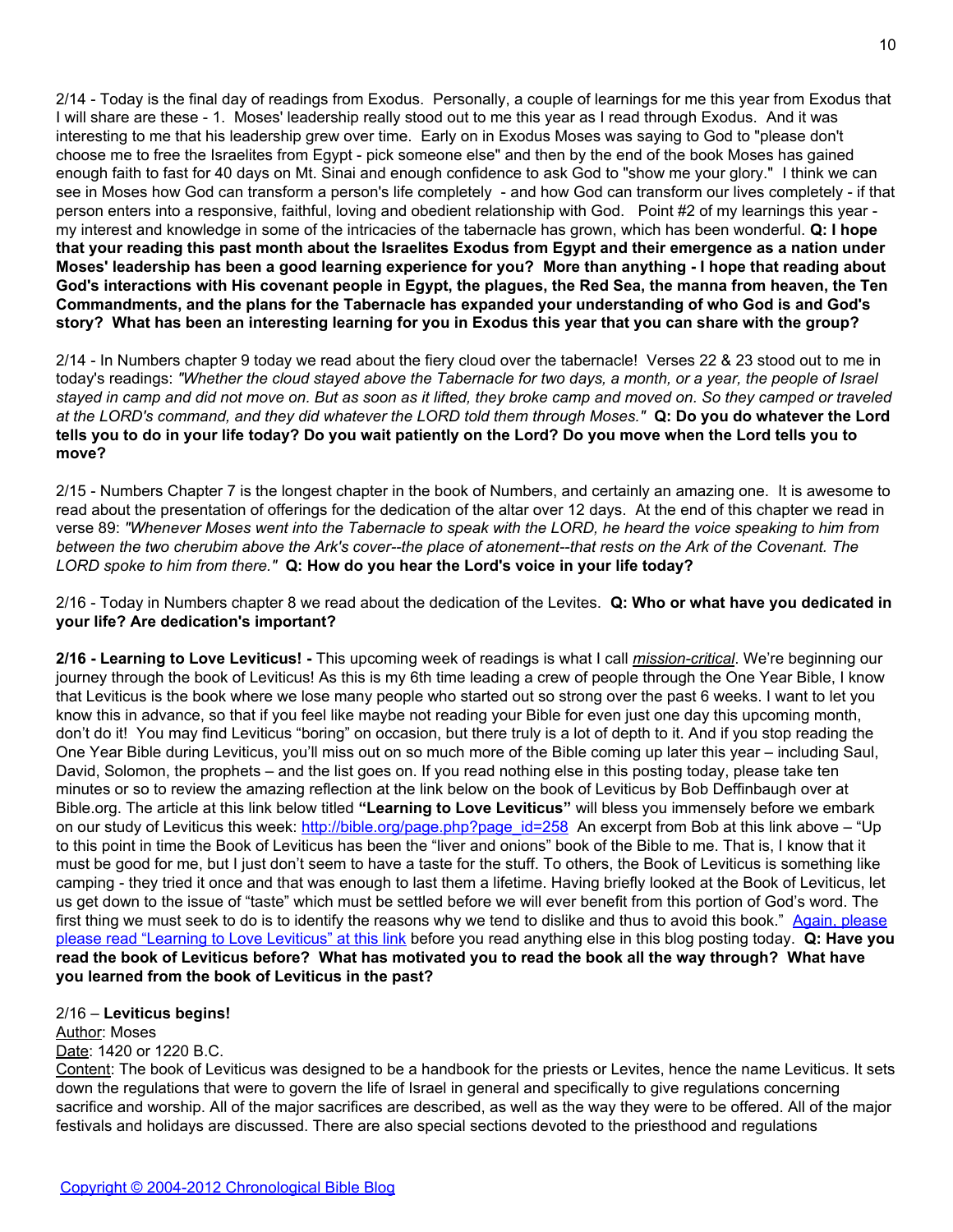2/14 - Today is the final day of readings from Exodus. Personally, a couple of learnings for me this year from Exodus that I will share are these - 1. Moses' leadership really stood out to me this year as I read through Exodus. And it was interesting to me that his leadership grew over time. Early on in Exodus Moses was saying to God to "please don't choose me to free the Israelites from Egypt - pick someone else" and then by the end of the book Moses has gained enough faith to fast for 40 days on Mt. Sinai and enough confidence to ask God to "show me your glory." I think we can see in Moses how God can transform a person's life completely - and how God can transform our lives completely - if that person enters into a responsive, faithful, loving and obedient relationship with God. Point #2 of my learnings this year - my interest and knowledge in some of the intricacies of the tabernacle has grown, which has been wonderful. **Q: I hope that your reading this past month about the Israelites Exodus from Egypt and their emergence as a nation under Moses' leadership has been a good learning experience for you? More than anything - I hope that reading about God's interactions with His covenant people in Egypt, the plagues, the Red Sea, the manna from heaven, the Ten Commandments, and the plans for the Tabernacle has expanded your understanding of who God is and God's story? What has been an interesting learning for you in Exodus this year that you can share with the group?**

2/14 - In Numbers chapter 9 today we read about the fiery cloud over the tabernacle! Verses 22 & 23 stood out to me in today's readings: *"Whether the cloud stayed above the Tabernacle for two days, a month, or a year, the people of Israel stayed in camp and did not move on. But as soon as it lifted, they broke camp and moved on. So they camped or traveled at the LORD's command, and they did whatever the LORD told them through Moses."* **Q: Do you do whatever the Lord tells you to do in your life today? Do you wait patiently on the Lord? Do you move when the Lord tells you to move?**

2/15 - Numbers Chapter 7 is the longest chapter in the book of Numbers, and certainly an amazing one. It is awesome to read about the presentation of offerings for the dedication of the altar over 12 days. At the end of this chapter we read in verse 89: *"Whenever Moses went into the Tabernacle to speak with the LORD, he heard the voice speaking to him from between the two cherubim above the Ark's cover--the place of atonement--that rests on the Ark of the Covenant. The LORD spoke to him from there."* **Q: How do you hear the Lord's voice in your life today?**

2/16 - Today in Numbers chapter 8 we read about the dedication of the Levites. **Q: Who or what have you dedicated in your life? Are dedication's important?**

**2/16 - Learning to Love Leviticus! -** This upcoming week of readings is what I call *mission-critical*. We're beginning our journey through the book of Leviticus! As this is my 6th time leading a crew of people through the One Year Bible, I know that Leviticus is the book where we lose many people who started out so strong over the past 6 weeks. I want to let you know this in advance, so that if you feel like maybe not reading your Bible for even just one day this upcoming month, don't do it! You may find Leviticus "boring" on occasion, but there truly is a lot of depth to it. And if you stop reading the One Year Bible during Leviticus, you'll miss out on so much more of the Bible coming up later this year – including Saul, David, Solomon, the prophets – and the list goes on. If you read nothing else in this posting today, please take ten minutes or so to review the amazing reflection at the link below on the book of Leviticus by Bob Deffinbaugh over at Bible.org. The article at this link below titled **"Learning to Love Leviticus"** will bless you immensely before we embark on our study of Leviticus this week: http://bible.org/page.php?page_id=258 An excerpt from Bob at this link above – "Up to this point in time the Book of Leviticus has been the "liver and onions" book of the Bible to me. That is, I know that it must be good for me, but I just don't seem to have a taste for the stuff. To others, the Book of Leviticus is something like camping - they tried it once and that was enough to last them a lifetime. Having briefly looked at the Book of Leviticus, let us get down to the issue of "taste" which must be settled before we will ever benefit from this portion of God's word. The first thing we must seek to do is to identify the reasons why we tend to dislike and thus to avoid this book." Again, please please read "Learning to Love Leviticus" at this link before you read anything else in this blog posting today. **Q: Have you read the book of Leviticus before? What has motivated you to read the book all the way through? What have you learned from the book of Leviticus in the past?**

2/16 – **Leviticus begins!**
Author: Moses
Date: 1420 or 1220 B.C.
Content: The book of Leviticus was designed to be a handbook for the priests or Levites, hence the name Leviticus. It sets down the regulations that were to govern the life of Israel in general and specifically to give regulations concerning sacrifice and worship. All of the major sacrifices are described, as well as the way they were to be offered. All of the major festivals and holidays are discussed. There are also special sections devoted to the priesthood and regulations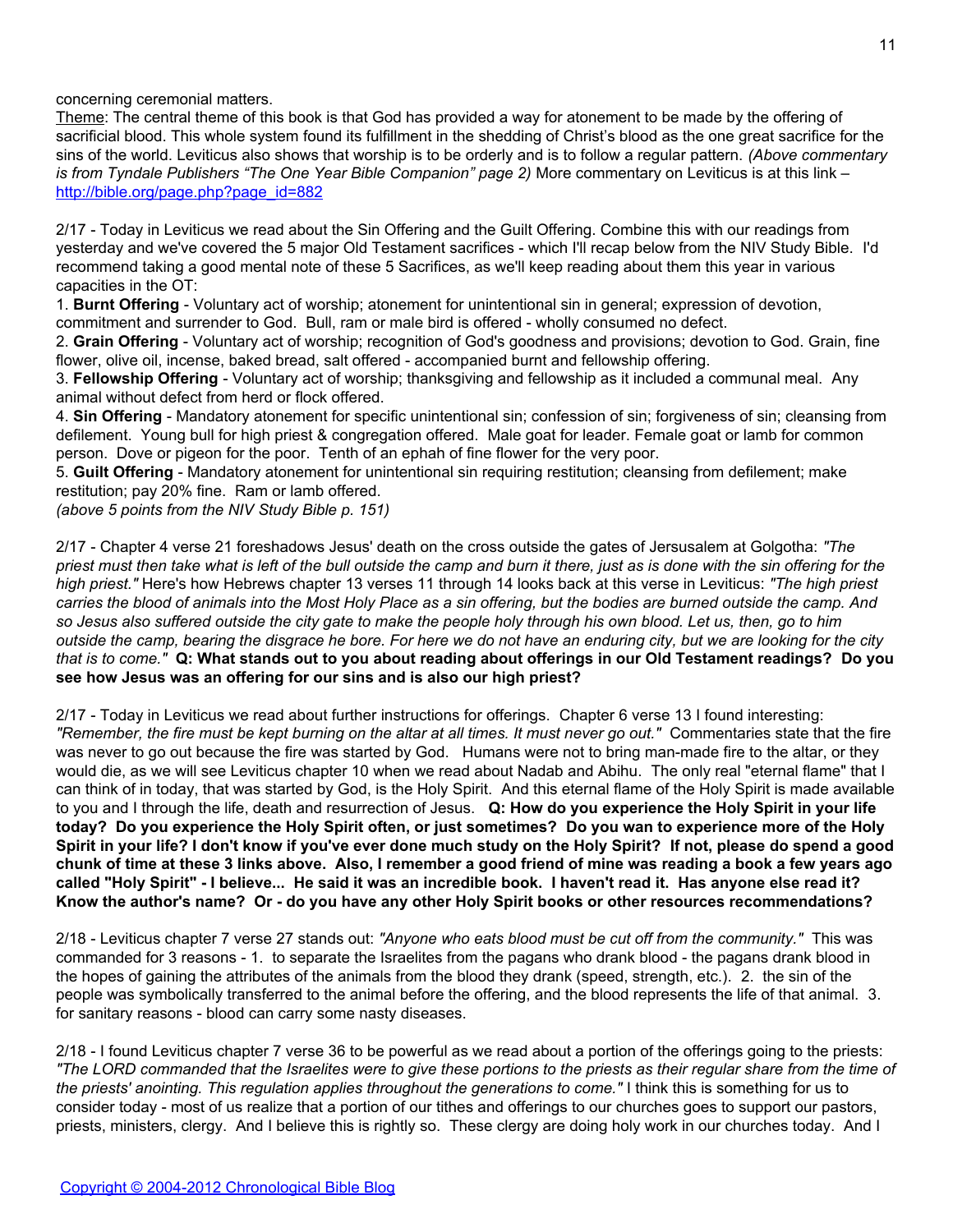concerning ceremonial matters.

Theme: The central theme of this book is that God has provided a way for atonement to be made by the offering of sacrificial blood. This whole system found its fulfillment in the shedding of Christ's blood as the one great sacrifice for the sins of the world. Leviticus also shows that worship is to be orderly and is to follow a regular pattern. *(Above commentary is from Tyndale Publishers "The One Year Bible Companion" page 2)* More commentary on Leviticus is at this link – [http://bible.org/page.php?page_id=882](http://bible.org/page.php?page_id=882)

2/17 - Today in Leviticus we read about the Sin Offering and the Guilt Offering. Combine this with our readings from yesterday and we've covered the 5 major Old Testament sacrifices - which I'll recap below from the NIV Study Bible. I'd recommend taking a good mental note of these 5 Sacrifices, as we'll keep reading about them this year in various capacities in the OT:

1. **Burnt Offering** - Voluntary act of worship; atonement for unintentional sin in general; expression of devotion, commitment and surrender to God. Bull, ram or male bird is offered - wholly consumed no defect.
2. **Grain Offering** - Voluntary act of worship; recognition of God's goodness and provisions; devotion to God. Grain, fine flower, olive oil, incense, baked bread, salt offered - accompanied burnt and fellowship offering.
3. **Fellowship Offering** - Voluntary act of worship; thanksgiving and fellowship as it included a communal meal. Any animal without defect from herd or flock offered.
4. **Sin Offering** - Mandatory atonement for specific unintentional sin; confession of sin; forgiveness of sin; cleansing from defilement. Young bull for high priest & congregation offered. Male goat for leader. Female goat or lamb for common person. Dove or pigeon for the poor. Tenth of an ephah of fine flower for the very poor.
5. **Guilt Offering** - Mandatory atonement for unintentional sin requiring restitution; cleansing from defilement; make restitution; pay 20% fine. Ram or lamb offered.

*(above 5 points from the NIV Study Bible p. 151)*

2/17 - Chapter 4 verse 21 foreshadows Jesus' death on the cross outside the gates of Jersusalem at Golgotha: *"The priest must then take what is left of the bull outside the camp and burn it there, just as is done with the sin offering for the high priest."* Here's how Hebrews chapter 13 verses 11 through 14 looks back at this verse in Leviticus: *"The high priest carries the blood of animals into the Most Holy Place as a sin offering, but the bodies are burned outside the camp. And so Jesus also suffered outside the city gate to make the people holy through his own blood. Let us, then, go to him outside the camp, bearing the disgrace he bore. For here we do not have an enduring city, but we are looking for the city that is to come."* **Q: What stands out to you about reading about offerings in our Old Testament readings? Do you see how Jesus was an offering for our sins and is also our high priest?**

2/17 - Today in Leviticus we read about further instructions for offerings. Chapter 6 verse 13 I found interesting: *"Remember, the fire must be kept burning on the altar at all times. It must never go out."* Commentaries state that the fire was never to go out because the fire was started by God. Humans were not to bring man-made fire to the altar, or they would die, as we will see Leviticus chapter 10 when we read about Nadab and Abihu. The only real "eternal flame" that I can think of in today, that was started by God, is the Holy Spirit. And this eternal flame of the Holy Spirit is made available to you and I through the life, death and resurrection of Jesus. **Q: How do you experience the Holy Spirit in your life today? Do you experience the Holy Spirit often, or just sometimes? Do you wan to experience more of the Holy Spirit in your life? I don't know if you've ever done much study on the Holy Spirit? If not, please do spend a good chunk of time at these 3 links above. Also, I remember a good friend of mine was reading a book a few years ago called "Holy Spirit" - I believe... He said it was an incredible book. I haven't read it. Has anyone else read it? Know the author's name? Or - do you have any other Holy Spirit books or other resources recommendations?**

2/18 - Leviticus chapter 7 verse 27 stands out: *"Anyone who eats blood must be cut off from the community."* This was commanded for 3 reasons - 1. to separate the Israelites from the pagans who drank blood - the pagans drank blood in the hopes of gaining the attributes of the animals from the blood they drank (speed, strength, etc.). 2. the sin of the people was symbolically transferred to the animal before the offering, and the blood represents the life of that animal. 3. for sanitary reasons - blood can carry some nasty diseases.

2/18 - I found Leviticus chapter 7 verse 36 to be powerful as we read about a portion of the offerings going to the priests: *"The LORD commanded that the Israelites were to give these portions to the priests as their regular share from the time of the priests' anointing. This regulation applies throughout the generations to come."* I think this is something for us to consider today - most of us realize that a portion of our tithes and offerings to our churches goes to support our pastors, priests, ministers, clergy. And I believe this is rightly so. These clergy are doing holy work in our churches today. And I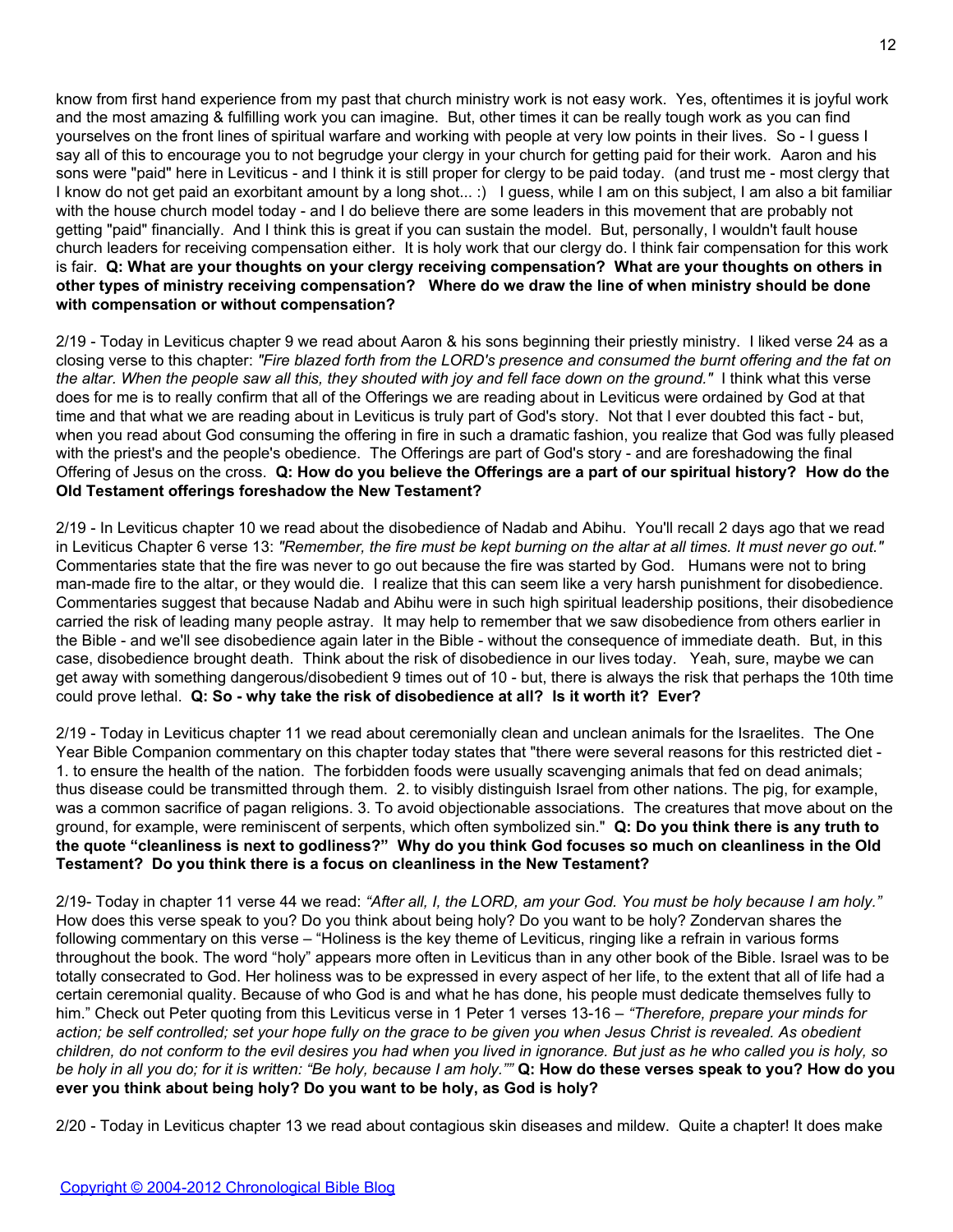know from first hand experience from my past that church ministry work is not easy work. Yes, oftentimes it is joyful work and the most amazing & fulfilling work you can imagine. But, other times it can be really tough work as you can find yourselves on the front lines of spiritual warfare and working with people at very low points in their lives. So - I guess I say all of this to encourage you to not begrudge your clergy in your church for getting paid for their work. Aaron and his sons were "paid" here in Leviticus - and I think it is still proper for clergy to be paid today. (and trust me - most clergy that I know do not get paid an exorbitant amount by a long shot... :) I guess, while I am on this subject, I am also a bit familiar with the house church model today - and I do believe there are some leaders in this movement that are probably not getting "paid" financially. And I think this is great if you can sustain the model. But, personally, I wouldn't fault house church leaders for receiving compensation either. It is holy work that our clergy do. I think fair compensation for this work is fair. **Q: What are your thoughts on your clergy receiving compensation? What are your thoughts on others in other types of ministry receiving compensation? Where do we draw the line of when ministry should be done with compensation or without compensation?**

2/19 - Today in Leviticus chapter 9 we read about Aaron & his sons beginning their priestly ministry. I liked verse 24 as a closing verse to this chapter: *"Fire blazed forth from the LORD's presence and consumed the burnt offering and the fat on the altar. When the people saw all this, they shouted with joy and fell face down on the ground."* I think what this verse does for me is to really confirm that all of the Offerings we are reading about in Leviticus were ordained by God at that time and that what we are reading about in Leviticus is truly part of God's story. Not that I ever doubted this fact - but, when you read about God consuming the offering in fire in such a dramatic fashion, you realize that God was fully pleased with the priest's and the people's obedience. The Offerings are part of God's story - and are foreshadowing the final Offering of Jesus on the cross. **Q: How do you believe the Offerings are a part of our spiritual history? How do the Old Testament offerings foreshadow the New Testament?**

2/19 - In Leviticus chapter 10 we read about the disobedience of Nadab and Abihu. You'll recall 2 days ago that we read in Leviticus Chapter 6 verse 13: *"Remember, the fire must be kept burning on the altar at all times. It must never go out."* Commentaries state that the fire was never to go out because the fire was started by God. Humans were not to bring man-made fire to the altar, or they would die. I realize that this can seem like a very harsh punishment for disobedience. Commentaries suggest that because Nadab and Abihu were in such high spiritual leadership positions, their disobedience carried the risk of leading many people astray. It may help to remember that we saw disobedience from others earlier in the Bible - and we'll see disobedience again later in the Bible - without the consequence of immediate death. But, in this case, disobedience brought death. Think about the risk of disobedience in our lives today. Yeah, sure, maybe we can get away with something dangerous/disobedient 9 times out of 10 - but, there is always the risk that perhaps the 10th time could prove lethal. **Q: So - why take the risk of disobedience at all? Is it worth it? Ever?**

2/19 - Today in Leviticus chapter 11 we read about ceremonially clean and unclean animals for the Israelites. The One Year Bible Companion commentary on this chapter today states that "there were several reasons for this restricted diet - 1. to ensure the health of the nation. The forbidden foods were usually scavenging animals that fed on dead animals; thus disease could be transmitted through them. 2. to visibly distinguish Israel from other nations. The pig, for example, was a common sacrifice of pagan religions. 3. To avoid objectionable associations. The creatures that move about on the ground, for example, were reminiscent of serpents, which often symbolized sin." **Q: Do you think there is any truth to the quote "cleanliness is next to godliness?" Why do you think God focuses so much on cleanliness in the Old Testament? Do you think there is a focus on cleanliness in the New Testament?**

2/19- Today in chapter 11 verse 44 we read: *"After all, I, the LORD, am your God. You must be holy because I am holy."* How does this verse speak to you? Do you think about being holy? Do you want to be holy? Zondervan shares the following commentary on this verse – "Holiness is the key theme of Leviticus, ringing like a refrain in various forms throughout the book. The word "holy" appears more often in Leviticus than in any other book of the Bible. Israel was to be totally consecrated to God. Her holiness was to be expressed in every aspect of her life, to the extent that all of life had a certain ceremonial quality. Because of who God is and what he has done, his people must dedicate themselves fully to him." Check out Peter quoting from this Leviticus verse in 1 Peter 1 verses 13-16 – *"Therefore, prepare your minds for action; be self controlled; set your hope fully on the grace to be given you when Jesus Christ is revealed. As obedient children, do not conform to the evil desires you had when you lived in ignorance. But just as he who called you is holy, so be holy in all you do; for it is written: "Be holy, because I am holy.""* **Q: How do these verses speak to you? How do you ever you think about being holy? Do you want to be holy, as God is holy?**

2/20 - Today in Leviticus chapter 13 we read about contagious skin diseases and mildew. Quite a chapter! It does make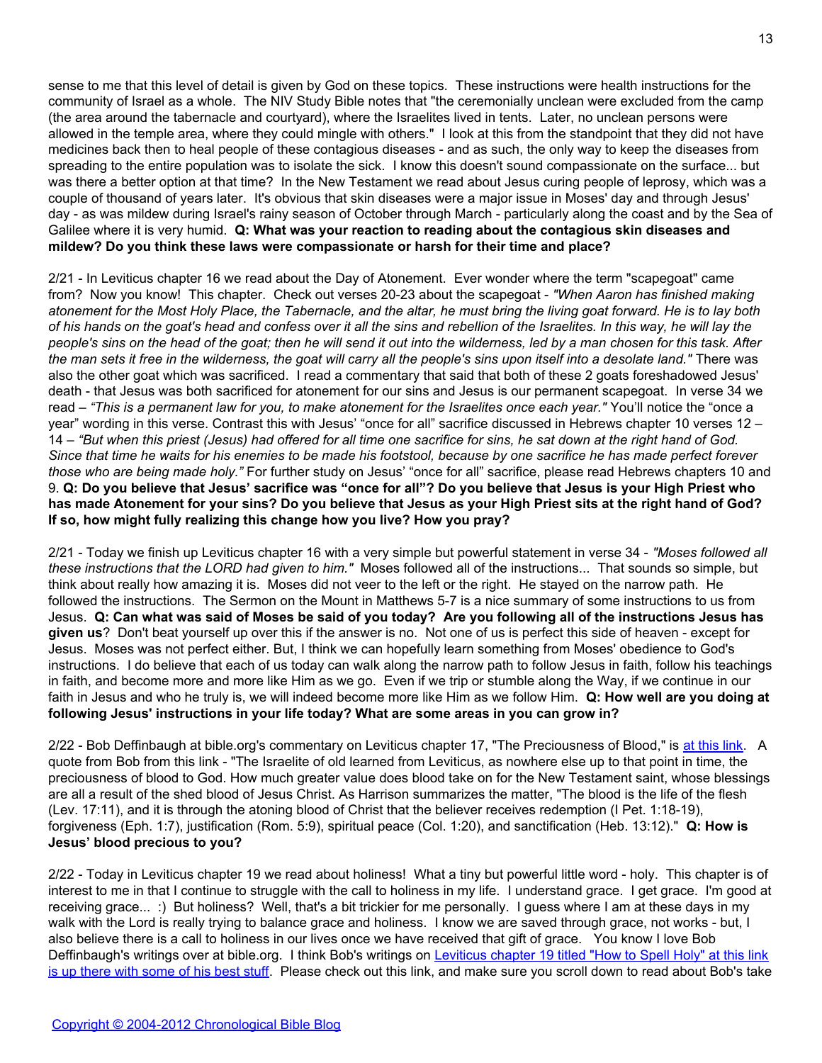sense to me that this level of detail is given by God on these topics. These instructions were health instructions for the community of Israel as a whole. The NIV Study Bible notes that "the ceremonially unclean were excluded from the camp (the area around the tabernacle and courtyard), where the Israelites lived in tents. Later, no unclean persons were allowed in the temple area, where they could mingle with others." I look at this from the standpoint that they did not have medicines back then to heal people of these contagious diseases - and as such, the only way to keep the diseases from spreading to the entire population was to isolate the sick. I know this doesn't sound compassionate on the surface... but was there a better option at that time? In the New Testament we read about Jesus curing people of leprosy, which was a couple of thousand of years later. It's obvious that skin diseases were a major issue in Moses' day and through Jesus' day - as was mildew during Israel's rainy season of October through March - particularly along the coast and by the Sea of Galilee where it is very humid. **Q: What was your reaction to reading about the contagious skin diseases and mildew? Do you think these laws were compassionate or harsh for their time and place?**

2/21 - In Leviticus chapter 16 we read about the Day of Atonement. Ever wonder where the term "scapegoat" came from? Now you know! This chapter. Check out verses 20-23 about the scapegoat - *"When Aaron has finished making atonement for the Most Holy Place, the Tabernacle, and the altar, he must bring the living goat forward. He is to lay both of his hands on the goat's head and confess over it all the sins and rebellion of the Israelites. In this way, he will lay the people's sins on the head of the goat; then he will send it out into the wilderness, led by a man chosen for this task. After the man sets it free in the wilderness, the goat will carry all the people's sins upon itself into a desolate land."* There was also the other goat which was sacrificed. I read a commentary that said that both of these 2 goats foreshadowed Jesus' death - that Jesus was both sacrificed for atonement for our sins and Jesus is our permanent scapegoat. In verse 34 we read – *"This is a permanent law for you, to make atonement for the Israelites once each year."* You'll notice the "once a year" wording in this verse. Contrast this with Jesus' "once for all" sacrifice discussed in Hebrews chapter 10 verses 12 – 14 – *"But when this priest (Jesus) had offered for all time one sacrifice for sins, he sat down at the right hand of God. Since that time he waits for his enemies to be made his footstool, because by one sacrifice he has made perfect forever those who are being made holy."* For further study on Jesus' "once for all" sacrifice, please read Hebrews chapters 10 and 9. **Q: Do you believe that Jesus' sacrifice was "once for all"? Do you believe that Jesus is your High Priest who has made Atonement for your sins? Do you believe that Jesus as your High Priest sits at the right hand of God? If so, how might fully realizing this change how you live? How you pray?**

2/21 - Today we finish up Leviticus chapter 16 with a very simple but powerful statement in verse 34 - *"Moses followed all these instructions that the LORD had given to him."* Moses followed all of the instructions... That sounds so simple, but think about really how amazing it is. Moses did not veer to the left or the right. He stayed on the narrow path. He followed the instructions. The Sermon on the Mount in Matthews 5-7 is a nice summary of some instructions to us from Jesus. **Q: Can what was said of Moses be said of you today? Are you following all of the instructions Jesus has given us**? Don't beat yourself up over this if the answer is no. Not one of us is perfect this side of heaven - except for Jesus. Moses was not perfect either. But, I think we can hopefully learn something from Moses' obedience to God's instructions. I do believe that each of us today can walk along the narrow path to follow Jesus in faith, follow his teachings in faith, and become more and more like Him as we go. Even if we trip or stumble along the Way, if we continue in our faith in Jesus and who he truly is, we will indeed become more like Him as we follow Him. **Q: How well are you doing at following Jesus' instructions in your life today? What are some areas in you can grow in?**

2/22 - Bob Deffinbaugh at bible.org's commentary on Leviticus chapter 17, "The Preciousness of Blood," is at this link. A quote from Bob from this link - "The Israelite of old learned from Leviticus, as nowhere else up to that point in time, the preciousness of blood to God. How much greater value does blood take on for the New Testament saint, whose blessings are all a result of the shed blood of Jesus Christ. As Harrison summarizes the matter, "The blood is the life of the flesh (Lev. 17:11), and it is through the atoning blood of Christ that the believer receives redemption (I Pet. 1:18-19), forgiveness (Eph. 1:7), justification (Rom. 5:9), spiritual peace (Col. 1:20), and sanctification (Heb. 13:12)." **Q: How is Jesus' blood precious to you?**

2/22 - Today in Leviticus chapter 19 we read about holiness! What a tiny but powerful little word - holy. This chapter is of interest to me in that I continue to struggle with the call to holiness in my life. I understand grace. I get grace. I'm good at receiving grace... :) But holiness? Well, that's a bit trickier for me personally. I guess where I am at these days in my walk with the Lord is really trying to balance grace and holiness. I know we are saved through grace, not works - but, I also believe there is a call to holiness in our lives once we have received that gift of grace. You know I love Bob Deffinbaugh's writings over at bible.org. I think Bob's writings on Leviticus chapter 19 titled "How to Spell Holy" at this link is up there with some of his best stuff. Please check out this link, and make sure you scroll down to read about Bob's take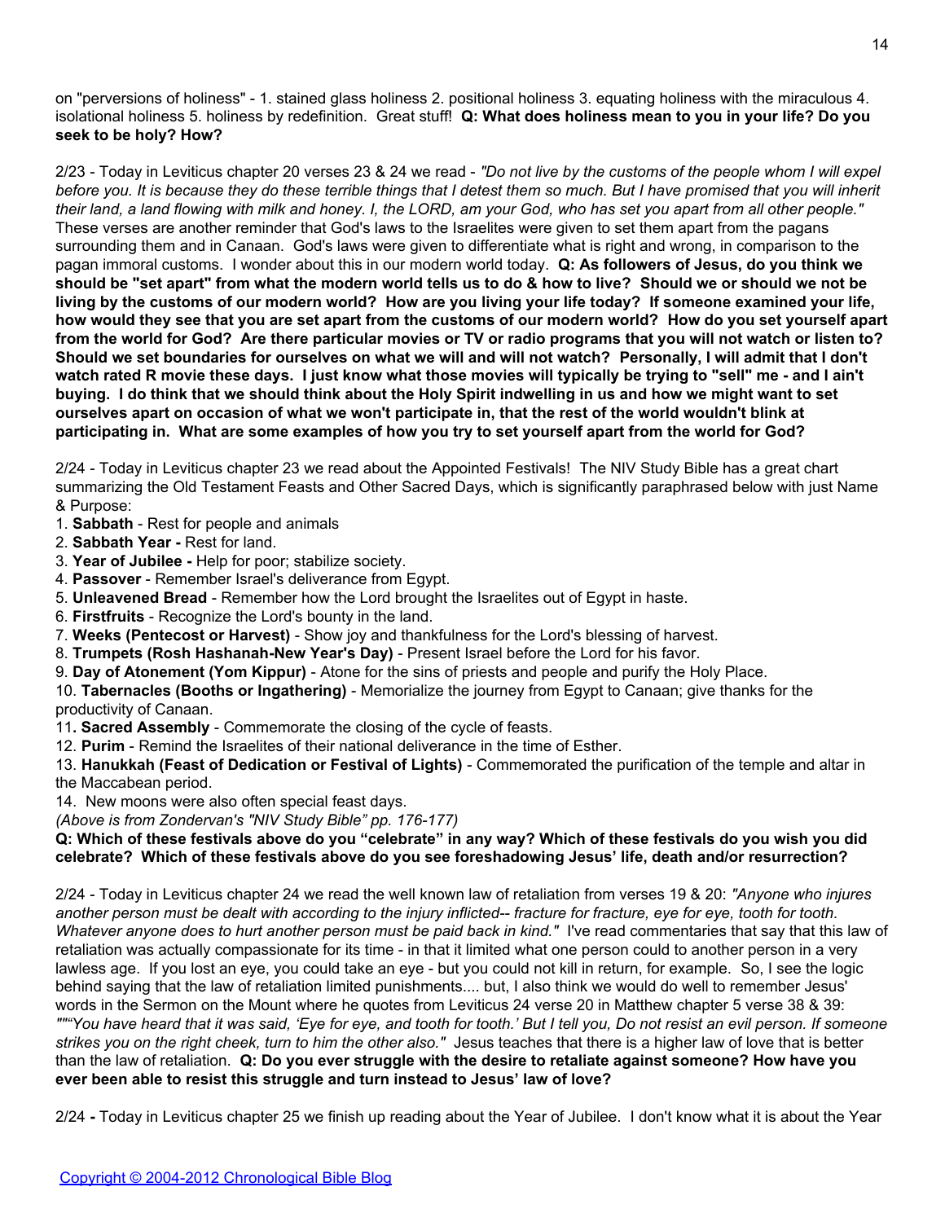on "perversions of holiness" - 1. stained glass holiness 2. positional holiness 3. equating holiness with the miraculous 4. isolational holiness 5. holiness by redefinition. Great stuff! **Q: What does holiness mean to you in your life? Do you seek to be holy? How?**

2/23 - Today in Leviticus chapter 20 verses 23 & 24 we read - *"Do not live by the customs of the people whom I will expel before you. It is because they do these terrible things that I detest them so much. But I have promised that you will inherit their land, a land flowing with milk and honey. I, the LORD, am your God, who has set you apart from all other people."* These verses are another reminder that God's laws to the Israelites were given to set them apart from the pagans surrounding them and in Canaan. God's laws were given to differentiate what is right and wrong, in comparison to the pagan immoral customs. I wonder about this in our modern world today. **Q: As followers of Jesus, do you think we should be "set apart" from what the modern world tells us to do & how to live? Should we or should we not be living by the customs of our modern world? How are you living your life today? If someone examined your life, how would they see that you are set apart from the customs of our modern world? How do you set yourself apart from the world for God? Are there particular movies or TV or radio programs that you will not watch or listen to? Should we set boundaries for ourselves on what we will and will not watch? Personally, I will admit that I don't watch rated R movie these days. I just know what those movies will typically be trying to "sell" me - and I ain't buying. I do think that we should think about the Holy Spirit indwelling in us and how we might want to set ourselves apart on occasion of what we won't participate in, that the rest of the world wouldn't blink at participating in. What are some examples of how you try to set yourself apart from the world for God?**

2/24 - Today in Leviticus chapter 23 we read about the Appointed Festivals! The NIV Study Bible has a great chart summarizing the Old Testament Feasts and Other Sacred Days, which is significantly paraphrased below with just Name & Purpose:

1. **Sabbath** - Rest for people and animals
2. **Sabbath Year -** Rest for land.
3. **Year of Jubilee -** Help for poor; stabilize society.
4. **Passover** - Remember Israel's deliverance from Egypt.
5. **Unleavened Bread** - Remember how the Lord brought the Israelites out of Egypt in haste.
6. **Firstfruits** - Recognize the Lord's bounty in the land.
7. **Weeks (Pentecost or Harvest)** - Show joy and thankfulness for the Lord's blessing of harvest.
8. **Trumpets (Rosh Hashanah-New Year's Day)** - Present Israel before the Lord for his favor.
9. **Day of Atonement (Yom Kippur)** - Atone for the sins of priests and people and purify the Holy Place.
10. **Tabernacles (Booths or Ingathering)** - Memorialize the journey from Egypt to Canaan; give thanks for the productivity of Canaan.
11. **Sacred Assembly** - Commemorate the closing of the cycle of feasts.
12. **Purim** - Remind the Israelites of their national deliverance in the time of Esther.
13. **Hanukkah (Feast of Dedication or Festival of Lights)** - Commemorated the purification of the temple and altar in the Maccabean period.
14. New moons were also often special feast days.

*(Above is from Zondervan's "NIV Study Bible" pp. 176-177)*

**Q: Which of these festivals above do you "celebrate" in any way? Which of these festivals do you wish you did celebrate? Which of these festivals above do you see foreshadowing Jesus' life, death and/or resurrection?**

2/24 - Today in Leviticus chapter 24 we read the well known law of retaliation from verses 19 & 20: *"Anyone who injures another person must be dealt with according to the injury inflicted-- fracture for fracture, eye for eye, tooth for tooth. Whatever anyone does to hurt another person must be paid back in kind."* I've read commentaries that say that this law of retaliation was actually compassionate for its time - in that it limited what one person could to another person in a very lawless age. If you lost an eye, you could take an eye - but you could not kill in return, for example. So, I see the logic behind saying that the law of retaliation limited punishments.... but, I also think we would do well to remember Jesus' words in the Sermon on the Mount where he quotes from Leviticus 24 verse 20 in Matthew chapter 5 verse 38 & 39: *"""You have heard that it was said, 'Eye for eye, and tooth for tooth.' But I tell you, Do not resist an evil person. If someone strikes you on the right cheek, turn to him the other also."* Jesus teaches that there is a higher law of love that is better than the law of retaliation. **Q: Do you ever struggle with the desire to retaliate against someone? How have you ever been able to resist this struggle and turn instead to Jesus' law of love?**

2/24 **-** Today in Leviticus chapter 25 we finish up reading about the Year of Jubilee. I don't know what it is about the Year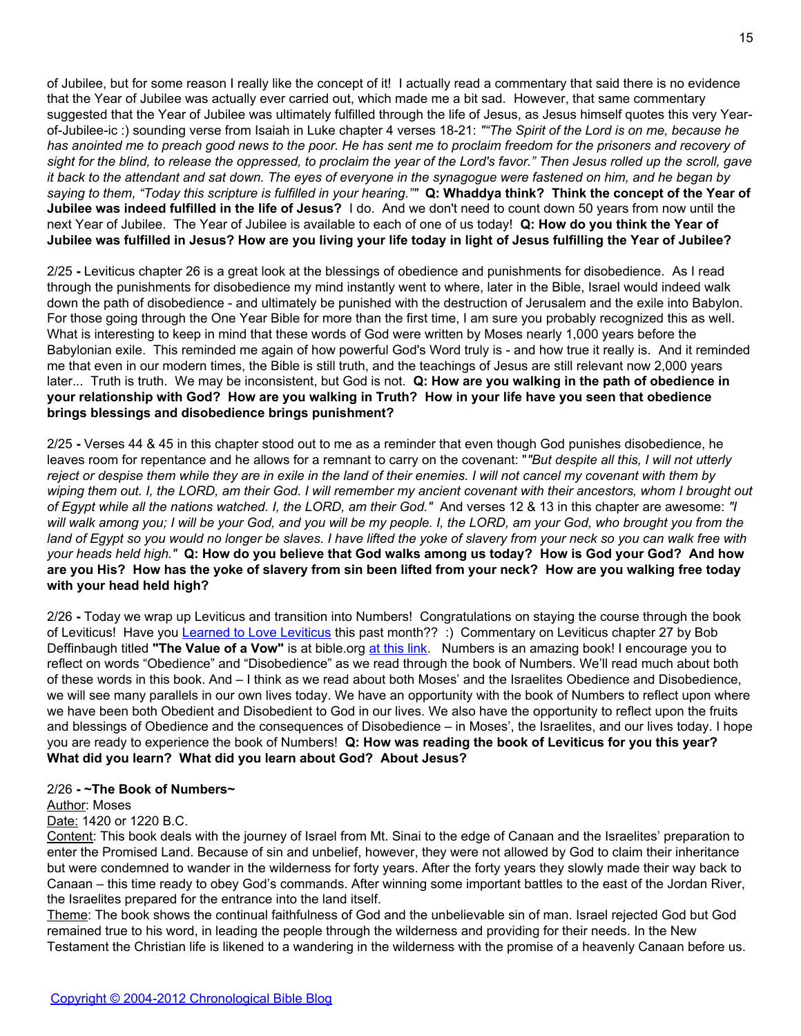of Jubilee, but for some reason I really like the concept of it! I actually read a commentary that said there is no evidence that the Year of Jubilee was actually ever carried out, which made me a bit sad. However, that same commentary suggested that the Year of Jubilee was ultimately fulfilled through the life of Jesus, as Jesus himself quotes this very Year-of-Jubilee-ic :) sounding verse from Isaiah in Luke chapter 4 verses 18-21: *""The Spirit of the Lord is on me, because he has anointed me to preach good news to the poor. He has sent me to proclaim freedom for the prisoners and recovery of sight for the blind, to release the oppressed, to proclaim the year of the Lord's favor." Then Jesus rolled up the scroll, gave it back to the attendant and sat down. The eyes of everyone in the synagogue were fastened on him, and he began by saying to them, "Today this scripture is fulfilled in your hearing.""* **Q: Whaddya think? Think the concept of the Year of Jubilee was indeed fulfilled in the life of Jesus?** I do. And we don't need to count down 50 years from now until the next Year of Jubilee. The Year of Jubilee is available to each of one of us today! **Q: How do you think the Year of Jubilee was fulfilled in Jesus? How are you living your life today in light of Jesus fulfilling the Year of Jubilee?**

2/25 **-** Leviticus chapter 26 is a great look at the blessings of obedience and punishments for disobedience. As I read through the punishments for disobedience my mind instantly went to where, later in the Bible, Israel would indeed walk down the path of disobedience - and ultimately be punished with the destruction of Jerusalem and the exile into Babylon. For those going through the One Year Bible for more than the first time, I am sure you probably recognized this as well. What is interesting to keep in mind that these words of God were written by Moses nearly 1,000 years before the Babylonian exile. This reminded me again of how powerful God's Word truly is - and how true it really is. And it reminded me that even in our modern times, the Bible is still truth, and the teachings of Jesus are still relevant now 2,000 years later... Truth is truth. We may be inconsistent, but God is not. **Q: How are you walking in the path of obedience in your relationship with God? How are you walking in Truth? How in your life have you seen that obedience brings blessings and disobedience brings punishment?**

2/25 **-** Verses 44 & 45 in this chapter stood out to me as a reminder that even though God punishes disobedience, he leaves room for repentance and he allows for a remnant to carry on the covenant: "*"But despite all this, I will not utterly reject or despise them while they are in exile in the land of their enemies. I will not cancel my covenant with them by wiping them out. I, the LORD, am their God. I will remember my ancient covenant with their ancestors, whom I brought out of Egypt while all the nations watched. I, the LORD, am their God."* And verses 12 & 13 in this chapter are awesome: *"I will walk among you; I will be your God, and you will be my people. I, the LORD, am your God, who brought you from the land of Egypt so you would no longer be slaves. I have lifted the yoke of slavery from your neck so you can walk free with your heads held high."* **Q: How do you believe that God walks among us today? How is God your God? And how are you His? How has the yoke of slavery from sin been lifted from your neck? How are you walking free today with your head held high?**

2/26 **-** Today we wrap up Leviticus and transition into Numbers! Congratulations on staying the course through the book of Leviticus! Have you Learned to Love Leviticus this past month?? :) Commentary on Leviticus chapter 27 by Bob Deffinbaugh titled **"The Value of a Vow"** is at bible.org at this link. Numbers is an amazing book! I encourage you to reflect on words "Obedience" and "Disobedience" as we read through the book of Numbers. We'll read much about both of these words in this book. And – I think as we read about both Moses' and the Israelites Obedience and Disobedience, we will see many parallels in our own lives today. We have an opportunity with the book of Numbers to reflect upon where we have been both Obedient and Disobedient to God in our lives. We also have the opportunity to reflect upon the fruits and blessings of Obedience and the consequences of Disobedience – in Moses', the Israelites, and our lives today. I hope you are ready to experience the book of Numbers! **Q: How was reading the book of Leviticus for you this year? What did you learn? What did you learn about God? About Jesus?**

2/26 **- ~The Book of Numbers~**

Author: Moses

Date: 1420 or 1220 B.C.

Content: This book deals with the journey of Israel from Mt. Sinai to the edge of Canaan and the Israelites' preparation to enter the Promised Land. Because of sin and unbelief, however, they were not allowed by God to claim their inheritance but were condemned to wander in the wilderness for forty years. After the forty years they slowly made their way back to Canaan – this time ready to obey God's commands. After winning some important battles to the east of the Jordan River, the Israelites prepared for the entrance into the land itself.

Theme: The book shows the continual faithfulness of God and the unbelievable sin of man. Israel rejected God but God remained true to his word, in leading the people through the wilderness and providing for their needs. In the New Testament the Christian life is likened to a wandering in the wilderness with the promise of a heavenly Canaan before us.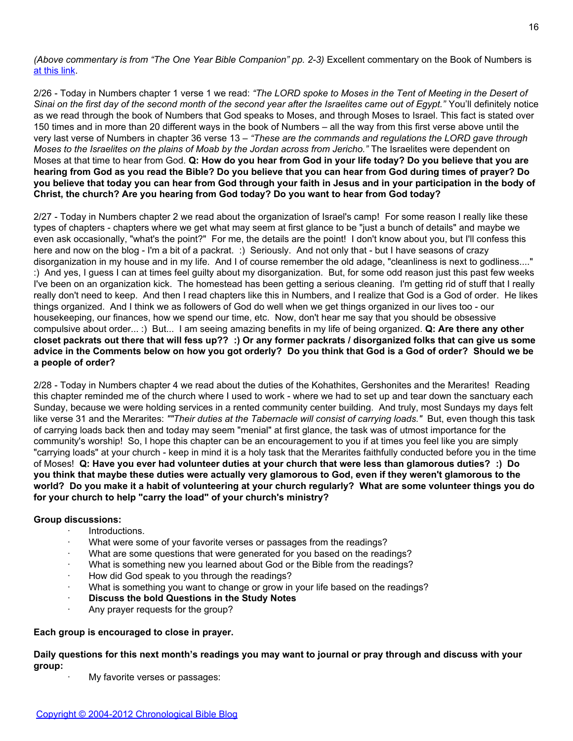*(Above commentary is from "The One Year Bible Companion" pp. 2-3)* Excellent commentary on the Book of Numbers is at this link.

2/26 - Today in Numbers chapter 1 verse 1 we read: *"The LORD spoke to Moses in the Tent of Meeting in the Desert of Sinai on the first day of the second month of the second year after the Israelites came out of Egypt."* You'll definitely notice as we read through the book of Numbers that God speaks to Moses, and through Moses to Israel. This fact is stated over 150 times and in more than 20 different ways in the book of Numbers – all the way from this first verse above until the very last verse of Numbers in chapter 36 verse 13 – *"These are the commands and regulations the LORD gave through Moses to the Israelites on the plains of Moab by the Jordan across from Jericho."* The Israelites were dependent on Moses at that time to hear from God. **Q: How do you hear from God in your life today? Do you believe that you are hearing from God as you read the Bible? Do you believe that you can hear from God during times of prayer? Do you believe that today you can hear from God through your faith in Jesus and in your participation in the body of Christ, the church? Are you hearing from God today? Do you want to hear from God today?**

2/27 - Today in Numbers chapter 2 we read about the organization of Israel's camp! For some reason I really like these types of chapters - chapters where we get what may seem at first glance to be "just a bunch of details" and maybe we even ask occasionally, "what's the point?" For me, the details are the point! I don't know about you, but I'll confess this here and now on the blog - I'm a bit of a packrat. :) Seriously. And not only that - but I have seasons of crazy disorganization in my house and in my life. And I of course remember the old adage, "cleanliness is next to godliness...." :) And yes, I guess I can at times feel guilty about my disorganization. But, for some odd reason just this past few weeks I've been on an organization kick. The homestead has been getting a serious cleaning. I'm getting rid of stuff that I really really don't need to keep. And then I read chapters like this in Numbers, and I realize that God is a God of order. He likes things organized. And I think we as followers of God do well when we get things organized in our lives too - our housekeeping, our finances, how we spend our time, etc. Now, don't hear me say that you should be obsessive compulsive about order... :) But... I am seeing amazing benefits in my life of being organized. **Q: Are there any other closet packrats out there that will fess up?? :) Or any former packrats / disorganized folks that can give us some advice in the Comments below on how you got orderly? Do you think that God is a God of order? Should we be a people of order?**

2/28 - Today in Numbers chapter 4 we read about the duties of the Kohathites, Gershonites and the Merarites! Reading this chapter reminded me of the church where I used to work - where we had to set up and tear down the sanctuary each Sunday, because we were holding services in a rented community center building. And truly, most Sundays my days felt like verse 31 and the Merarites: *""Their duties at the Tabernacle will consist of carrying loads."* But, even though this task of carrying loads back then and today may seem "menial" at first glance, the task was of utmost importance for the community's worship! So, I hope this chapter can be an encouragement to you if at times you feel like you are simply "carrying loads" at your church - keep in mind it is a holy task that the Merarites faithfully conducted before you in the time of Moses! **Q: Have you ever had volunteer duties at your church that were less than glamorous duties? :) Do you think that maybe these duties were actually very glamorous to God, even if they weren't glamorous to the world? Do you make it a habit of volunteering at your church regularly? What are some volunteer things you do for your church to help "carry the load" of your church's ministry?**

**Group discussions:**

- Introductions.
- What were some of your favorite verses or passages from the readings?
- What are some questions that were generated for you based on the readings?
- What is something new you learned about God or the Bible from the readings?
- How did God speak to you through the readings?
- What is something you want to change or grow in your life based on the readings?
- **Discuss the bold Questions in the Study Notes**
- Any prayer requests for the group?

**Each group is encouraged to close in prayer.**

**Daily questions for this next month's readings you may want to journal or pray through and discuss with your group:**

- My favorite verses or passages: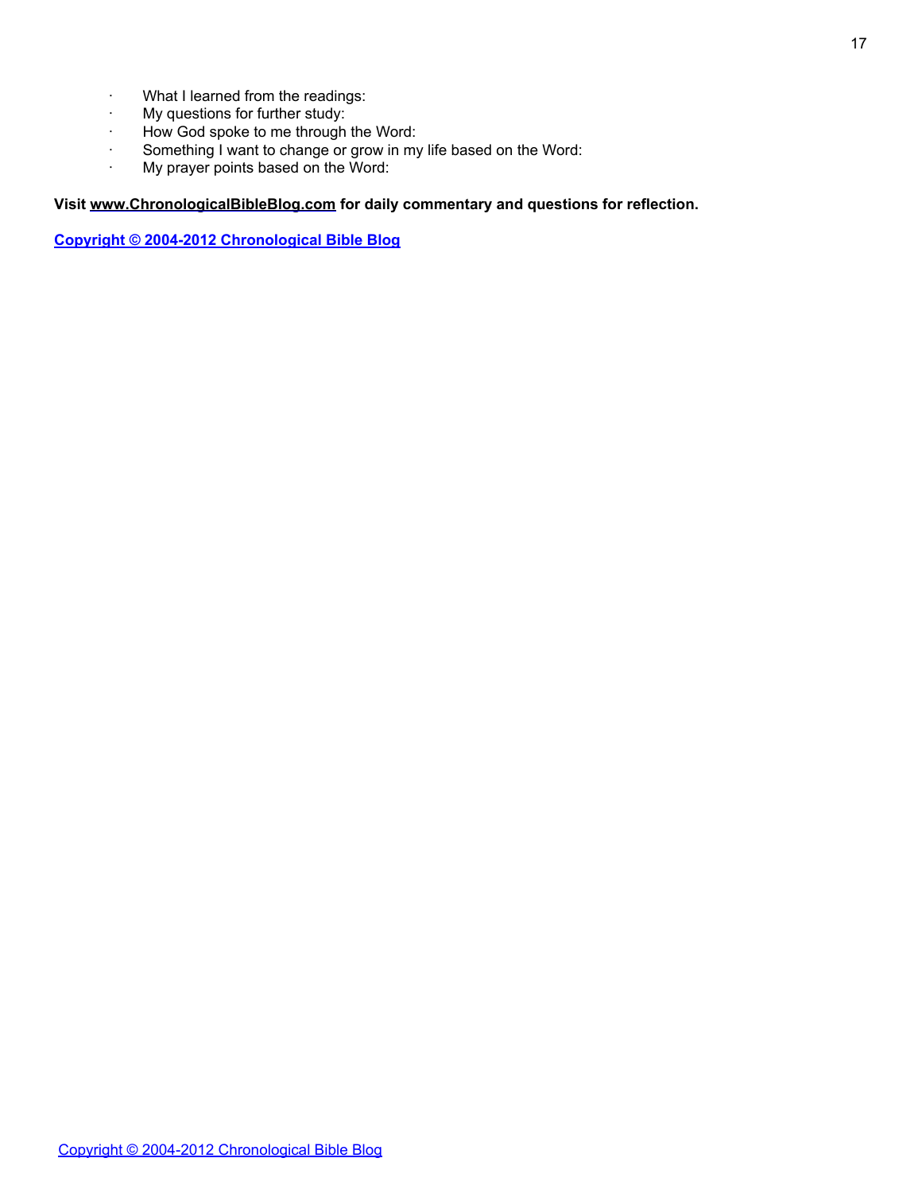- What I learned from the readings:
- My questions for further study:
- How God spoke to me through the Word:
- Something I want to change or grow in my life based on the Word:
- My prayer points based on the Word:

**Visit www.ChronologicalBibleBlog.com for daily commentary and questions for reflection.**

**Copyright © 2004-2012 Chronological Bible Blog**